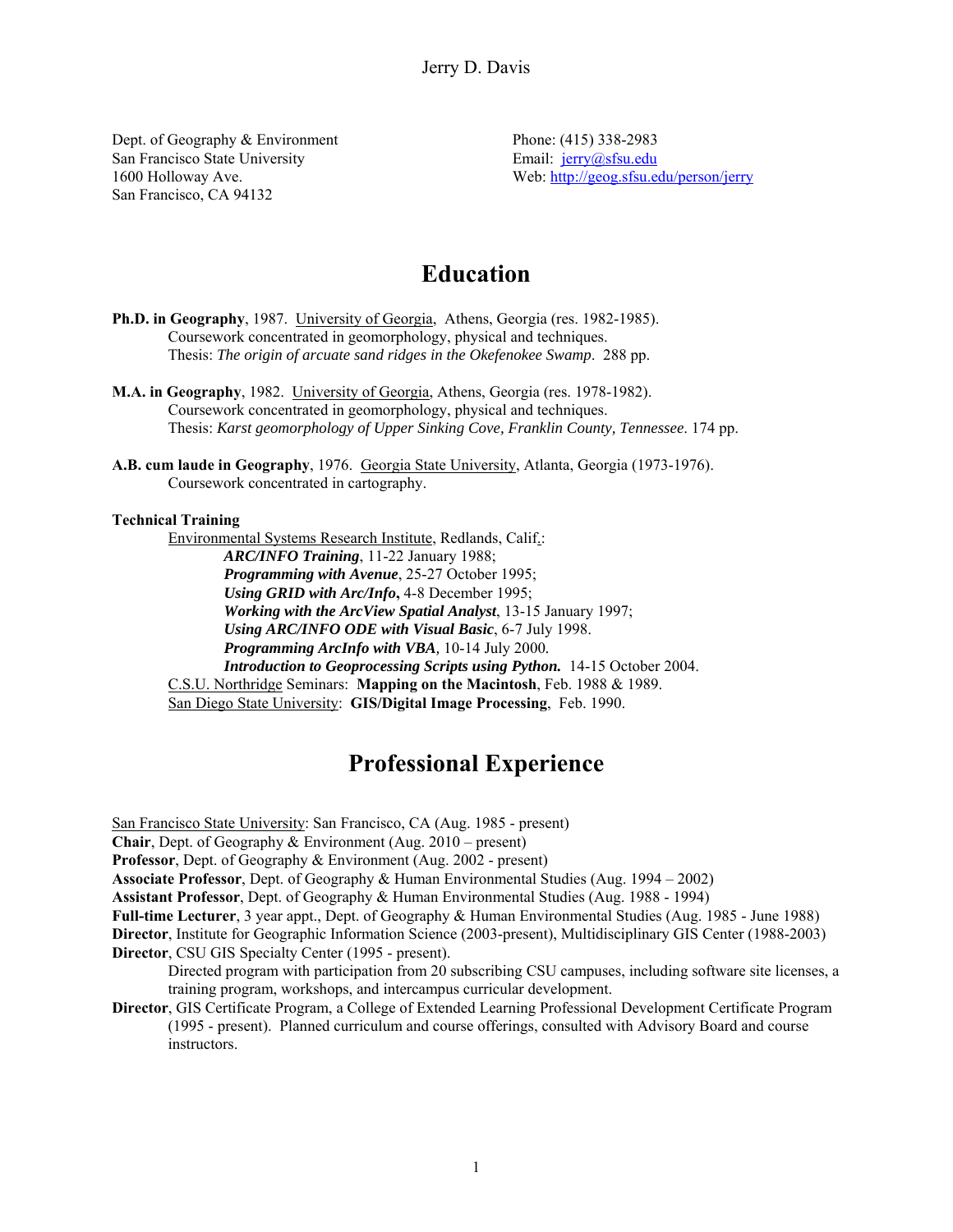# Jerry D. Davis

Dept. of Geography & Environment
San Francisco State University
1600 Holloway Ave.
San Francisco, CA 94132

Phone: (415) 338-2983
Email: jerry@sfsu.edu
Web: http://geog.sfsu.edu/person/jerry

## Education

**Ph.D. in Geography**, 1987. University of Georgia, Athens, Georgia (res. 1982-1985).
Coursework concentrated in geomorphology, physical and techniques.
Thesis: *The origin of arcuate sand ridges in the Okefenokee Swamp*. 288 pp.

**M.A. in Geography**, 1982. University of Georgia, Athens, Georgia (res. 1978-1982).
Coursework concentrated in geomorphology, physical and techniques.
Thesis: *Karst geomorphology of Upper Sinking Cove, Franklin County, Tennessee*. 174 pp.

**A.B. cum laude in Geography**, 1976. Georgia State University, Atlanta, Georgia (1973-1976).
Coursework concentrated in cartography.

**Technical Training**

Environmental Systems Research Institute, Redlands, Calif.:
- ***ARC/INFO Training***, 11-22 January 1988;
- ***Programming with Avenue***, 25-27 October 1995;
- ***Using GRID with Arc/Info***, 4-8 December 1995;
- ***Working with the ArcView Spatial Analyst***, 13-15 January 1997;
- ***Using ARC/INFO ODE with Visual Basic***, 6-7 July 1998.
- ***Programming ArcInfo with VBA***, 10-14 July 2000.
- ***Introduction to Geoprocessing Scripts using Python.*** 14-15 October 2004.

C.S.U. Northridge Seminars: **Mapping on the Macintosh**, Feb. 1988 & 1989.
San Diego State University: **GIS/Digital Image Processing**, Feb. 1990.

## Professional Experience

San Francisco State University: San Francisco, CA (Aug. 1985 - present)
**Chair**, Dept. of Geography & Environment (Aug. 2010 – present)
**Professor**, Dept. of Geography & Environment (Aug. 2002 - present)
**Associate Professor**, Dept. of Geography & Human Environmental Studies (Aug. 1994 – 2002)
**Assistant Professor**, Dept. of Geography & Human Environmental Studies (Aug. 1988 - 1994)
**Full-time Lecturer**, 3 year appt., Dept. of Geography & Human Environmental Studies (Aug. 1985 - June 1988)
**Director**, Institute for Geographic Information Science (2003-present), Multidisciplinary GIS Center (1988-2003)
**Director**, CSU GIS Specialty Center (1995 - present).
Directed program with participation from 20 subscribing CSU campuses, including software site licenses, a training program, workshops, and intercampus curricular development.
**Director**, GIS Certificate Program, a College of Extended Learning Professional Development Certificate Program (1995 - present). Planned curriculum and course offerings, consulted with Advisory Board and course instructors.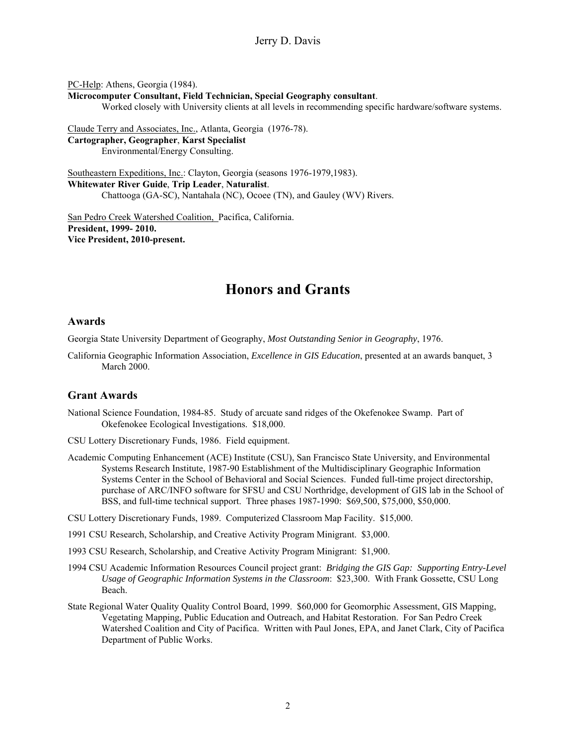<u>PC-Help</u>: Athens, Georgia (1984).
**Microcomputer Consultant, Field Technician, Special Geography consultant**.
Worked closely with University clients at all levels in recommending specific hardware/software systems.

<u>Claude Terry and Associates, Inc.</u>, Atlanta, Georgia (1976-78).
**Cartographer, Geographer**, **Karst Specialist**
Environmental/Energy Consulting.

<u>Southeastern Expeditions, Inc.</u>: Clayton, Georgia (seasons 1976-1979,1983).
**Whitewater River Guide**, **Trip Leader**, **Naturalist**.
Chattooga (GA-SC), Nantahala (NC), Ocoee (TN), and Gauley (WV) Rivers.

<u>San Pedro Creek Watershed Coalition,</u> Pacifica, California.
**President, 1999- 2010.**
**Vice President, 2010-present.**

# Honors and Grants

## Awards

Georgia State University Department of Geography, *Most Outstanding Senior in Geography*, 1976.

California Geographic Information Association, *Excellence in GIS Education*, presented at an awards banquet, 3 March 2000.

## Grant Awards

National Science Foundation, 1984-85. Study of arcuate sand ridges of the Okefenokee Swamp. Part of Okefenokee Ecological Investigations. $18,000.

CSU Lottery Discretionary Funds, 1986. Field equipment.

Academic Computing Enhancement (ACE) Institute (CSU), San Francisco State University, and Environmental Systems Research Institute, 1987-90 Establishment of the Multidisciplinary Geographic Information Systems Center in the School of Behavioral and Social Sciences. Funded full-time project directorship, purchase of ARC/INFO software for SFSU and CSU Northridge, development of GIS lab in the School of BSS, and full-time technical support. Three phases 1987-1990: $69,500, $75,000, $50,000.

CSU Lottery Discretionary Funds, 1989. Computerized Classroom Map Facility. $15,000.

1991 CSU Research, Scholarship, and Creative Activity Program Minigrant. $3,000.

1993 CSU Research, Scholarship, and Creative Activity Program Minigrant: $1,900.

1994 CSU Academic Information Resources Council project grant: *Bridging the GIS Gap: Supporting Entry-Level Usage of Geographic Information Systems in the Classroom*: $23,300. With Frank Gossette, CSU Long Beach.

State Regional Water Quality Quality Control Board, 1999. $60,000 for Geomorphic Assessment, GIS Mapping, Vegetating Mapping, Public Education and Outreach, and Habitat Restoration. For San Pedro Creek Watershed Coalition and City of Pacifica. Written with Paul Jones, EPA, and Janet Clark, City of Pacifica Department of Public Works.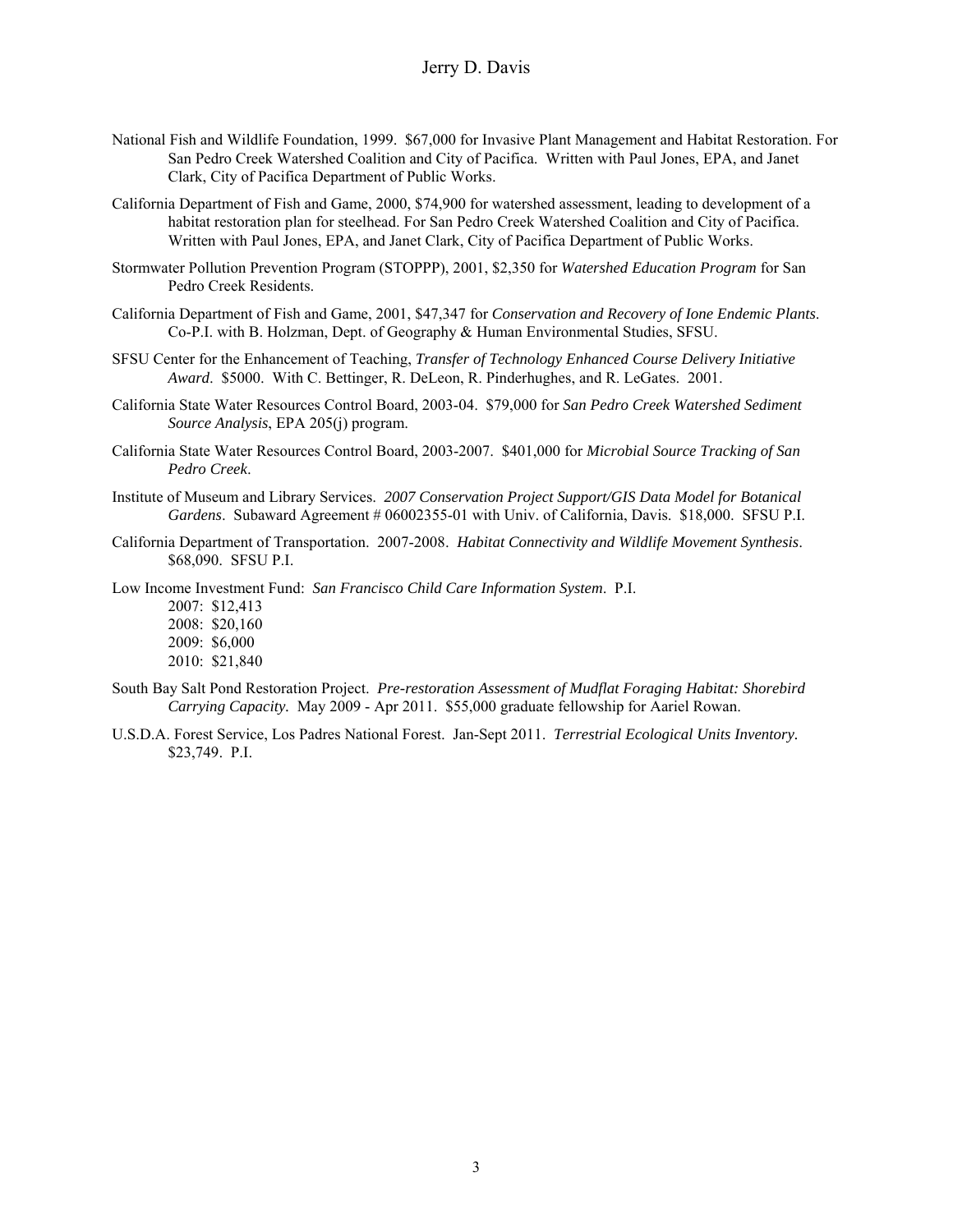National Fish and Wildlife Foundation, 1999. $67,000 for Invasive Plant Management and Habitat Restoration. For San Pedro Creek Watershed Coalition and City of Pacifica. Written with Paul Jones, EPA, and Janet Clark, City of Pacifica Department of Public Works.

California Department of Fish and Game, 2000, $74,900 for watershed assessment, leading to development of a habitat restoration plan for steelhead. For San Pedro Creek Watershed Coalition and City of Pacifica. Written with Paul Jones, EPA, and Janet Clark, City of Pacifica Department of Public Works.

Stormwater Pollution Prevention Program (STOPPP), 2001, $2,350 for *Watershed Education Program* for San Pedro Creek Residents.

California Department of Fish and Game, 2001, $47,347 for *Conservation and Recovery of Ione Endemic Plants*. Co-P.I. with B. Holzman, Dept. of Geography & Human Environmental Studies, SFSU.

SFSU Center for the Enhancement of Teaching, *Transfer of Technology Enhanced Course Delivery Initiative Award*. $5000. With C. Bettinger, R. DeLeon, R. Pinderhughes, and R. LeGates. 2001.

California State Water Resources Control Board, 2003-04. $79,000 for *San Pedro Creek Watershed Sediment Source Analysis*, EPA 205(j) program.

California State Water Resources Control Board, 2003-2007. $401,000 for *Microbial Source Tracking of San Pedro Creek*.

Institute of Museum and Library Services. *2007 Conservation Project Support/GIS Data Model for Botanical Gardens*. Subaward Agreement # 06002355-01 with Univ. of California, Davis. $18,000. SFSU P.I.

California Department of Transportation. 2007-2008. *Habitat Connectivity and Wildlife Movement Synthesis*. $68,090. SFSU P.I.

Low Income Investment Fund: *San Francisco Child Care Information System*. P.I.
2007: $12,413
2008: $20,160
2009: $6,000
2010: $21,840

South Bay Salt Pond Restoration Project. *Pre-restoration Assessment of Mudflat Foraging Habitat: Shorebird Carrying Capacity.* May 2009 - Apr 2011. $55,000 graduate fellowship for Aariel Rowan.

U.S.D.A. Forest Service, Los Padres National Forest. Jan-Sept 2011. *Terrestrial Ecological Units Inventory.* $23,749. P.I.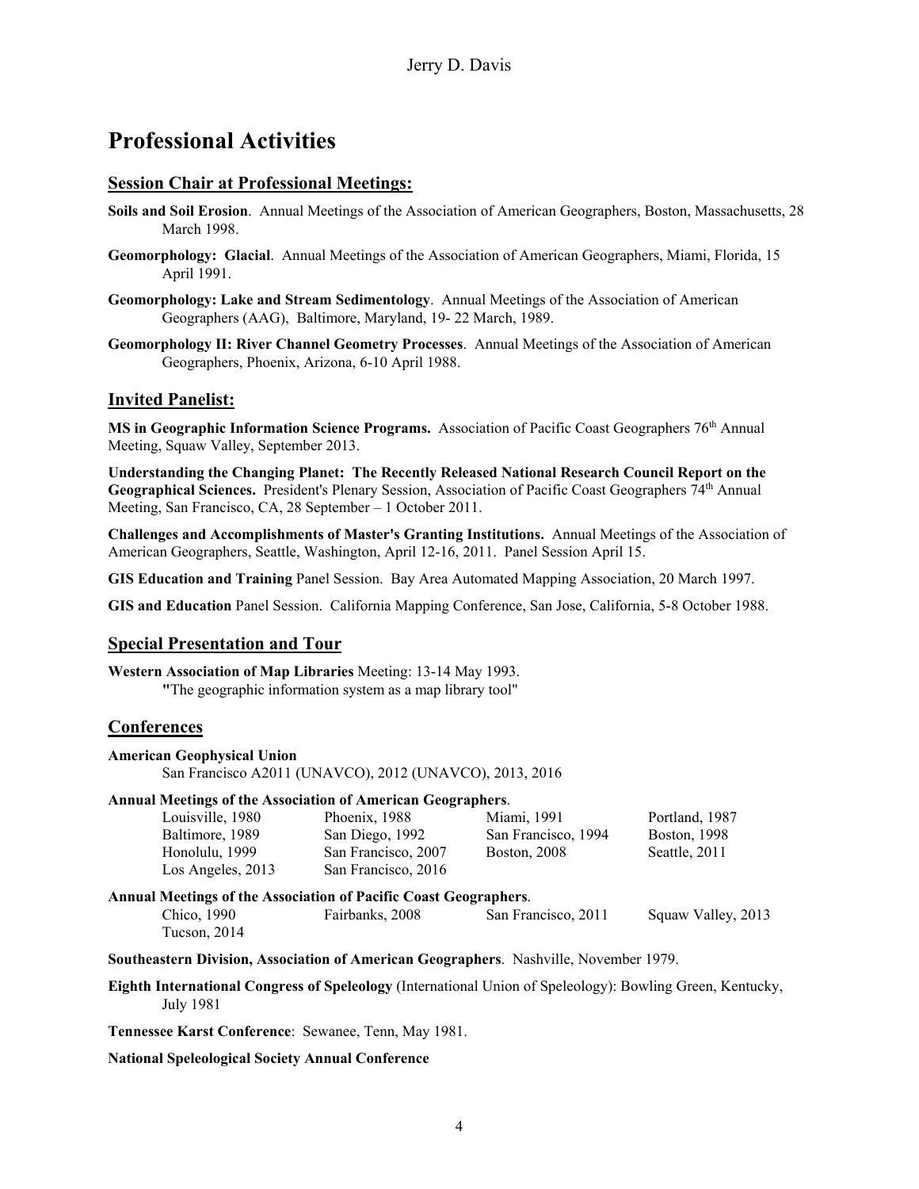# Professional Activities

## Session Chair at Professional Meetings:

**Soils and Soil Erosion**. Annual Meetings of the Association of American Geographers, Boston, Massachusetts, 28 March 1998.

**Geomorphology: Glacial**. Annual Meetings of the Association of American Geographers, Miami, Florida, 15 April 1991.

**Geomorphology: Lake and Stream Sedimentology**. Annual Meetings of the Association of American Geographers (AAG), Baltimore, Maryland, 19- 22 March, 1989.

**Geomorphology II: River Channel Geometry Processes**. Annual Meetings of the Association of American Geographers, Phoenix, Arizona, 6-10 April 1988.

## Invited Panelist:

**MS in Geographic Information Science Programs.** Association of Pacific Coast Geographers 76th Annual Meeting, Squaw Valley, September 2013.

**Understanding the Changing Planet: The Recently Released National Research Council Report on the Geographical Sciences.** President's Plenary Session, Association of Pacific Coast Geographers 74th Annual Meeting, San Francisco, CA, 28 September – 1 October 2011.

**Challenges and Accomplishments of Master's Granting Institutions.** Annual Meetings of the Association of American Geographers, Seattle, Washington, April 12-16, 2011. Panel Session April 15.

**GIS Education and Training** Panel Session. Bay Area Automated Mapping Association, 20 March 1997.

**GIS and Education** Panel Session. California Mapping Conference, San Jose, California, 5-8 October 1988.

## Special Presentation and Tour

**Western Association of Map Libraries** Meeting: 13-14 May 1993.
"The geographic information system as a map library tool"

## Conferences

**American Geophysical Union**
San Francisco A2011 (UNAVCO), 2012 (UNAVCO), 2013, 2016

**Annual Meetings of the Association of American Geographers**.

| | | | |
|---|---|---|---|
| Louisville, 1980 | Phoenix, 1988 | Miami, 1991 | Portland, 1987 |
| Baltimore, 1989 | San Diego, 1992 | San Francisco, 1994 | Boston, 1998 |
| Honolulu, 1999 | San Francisco, 2007 | Boston, 2008 | Seattle, 2011 |
| Los Angeles, 2013 | San Francisco, 2016 | | |

**Annual Meetings of the Association of Pacific Coast Geographers**.

| | | | |
|---|---|---|---|
| Chico, 1990 | Fairbanks, 2008 | San Francisco, 2011 | Squaw Valley, 2013 |
| Tucson, 2014 | | | |

**Southeastern Division, Association of American Geographers**. Nashville, November 1979.

**Eighth International Congress of Speleology** (International Union of Speleology): Bowling Green, Kentucky, July 1981

**Tennessee Karst Conference**: Sewanee, Tenn, May 1981.

**National Speleological Society Annual Conference**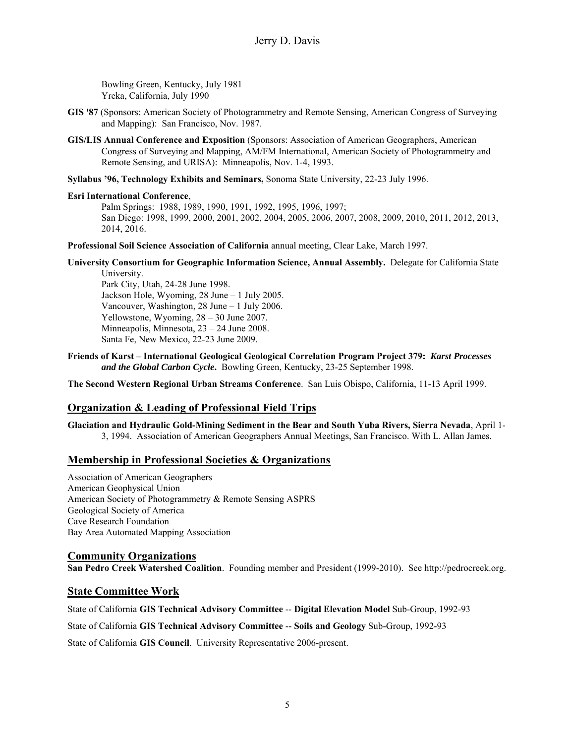Bowling Green, Kentucky, July 1981
Yreka, California, July 1990

**GIS '87** (Sponsors: American Society of Photogrammetry and Remote Sensing, American Congress of Surveying and Mapping): San Francisco, Nov. 1987.

**GIS/LIS Annual Conference and Exposition** (Sponsors: Association of American Geographers, American Congress of Surveying and Mapping, AM/FM International, American Society of Photogrammetry and Remote Sensing, and URISA): Minneapolis, Nov. 1-4, 1993.

**Syllabus '96, Technology Exhibits and Seminars,** Sonoma State University, 22-23 July 1996.

**Esri International Conference**,
Palm Springs: 1988, 1989, 1990, 1991, 1992, 1995, 1996, 1997;
San Diego: 1998, 1999, 2000, 2001, 2002, 2004, 2005, 2006, 2007, 2008, 2009, 2010, 2011, 2012, 2013, 2014, 2016.

**Professional Soil Science Association of California** annual meeting, Clear Lake, March 1997.

**University Consortium for Geographic Information Science, Annual Assembly.** Delegate for California State University.
Park City, Utah, 24-28 June 1998.
Jackson Hole, Wyoming, 28 June – 1 July 2005.
Vancouver, Washington, 28 June – 1 July 2006.
Yellowstone, Wyoming, 28 – 30 June 2007.
Minneapolis, Minnesota, 23 – 24 June 2008.
Santa Fe, New Mexico, 22-23 June 2009.

**Friends of Karst – International Geological Geological Correlation Program Project 379:** ***Karst Processes and the Global Carbon Cycle*****.** Bowling Green, Kentucky, 23-25 September 1998.

**The Second Western Regional Urban Streams Conference**. San Luis Obispo, California, 11-13 April 1999.

## Organization & Leading of Professional Field Trips

**Glaciation and Hydraulic Gold-Mining Sediment in the Bear and South Yuba Rivers, Sierra Nevada**, April 1-3, 1994. Association of American Geographers Annual Meetings, San Francisco. With L. Allan James.

## Membership in Professional Societies & Organizations

Association of American Geographers
American Geophysical Union
American Society of Photogrammetry & Remote Sensing ASPRS
Geological Society of America
Cave Research Foundation
Bay Area Automated Mapping Association

## Community Organizations

**San Pedro Creek Watershed Coalition**. Founding member and President (1999-2010). See http://pedrocreek.org.

## State Committee Work

State of California **GIS Technical Advisory Committee** -- **Digital Elevation Model** Sub-Group, 1992-93

State of California **GIS Technical Advisory Committee** -- **Soils and Geology** Sub-Group, 1992-93

State of California **GIS Council**. University Representative 2006-present.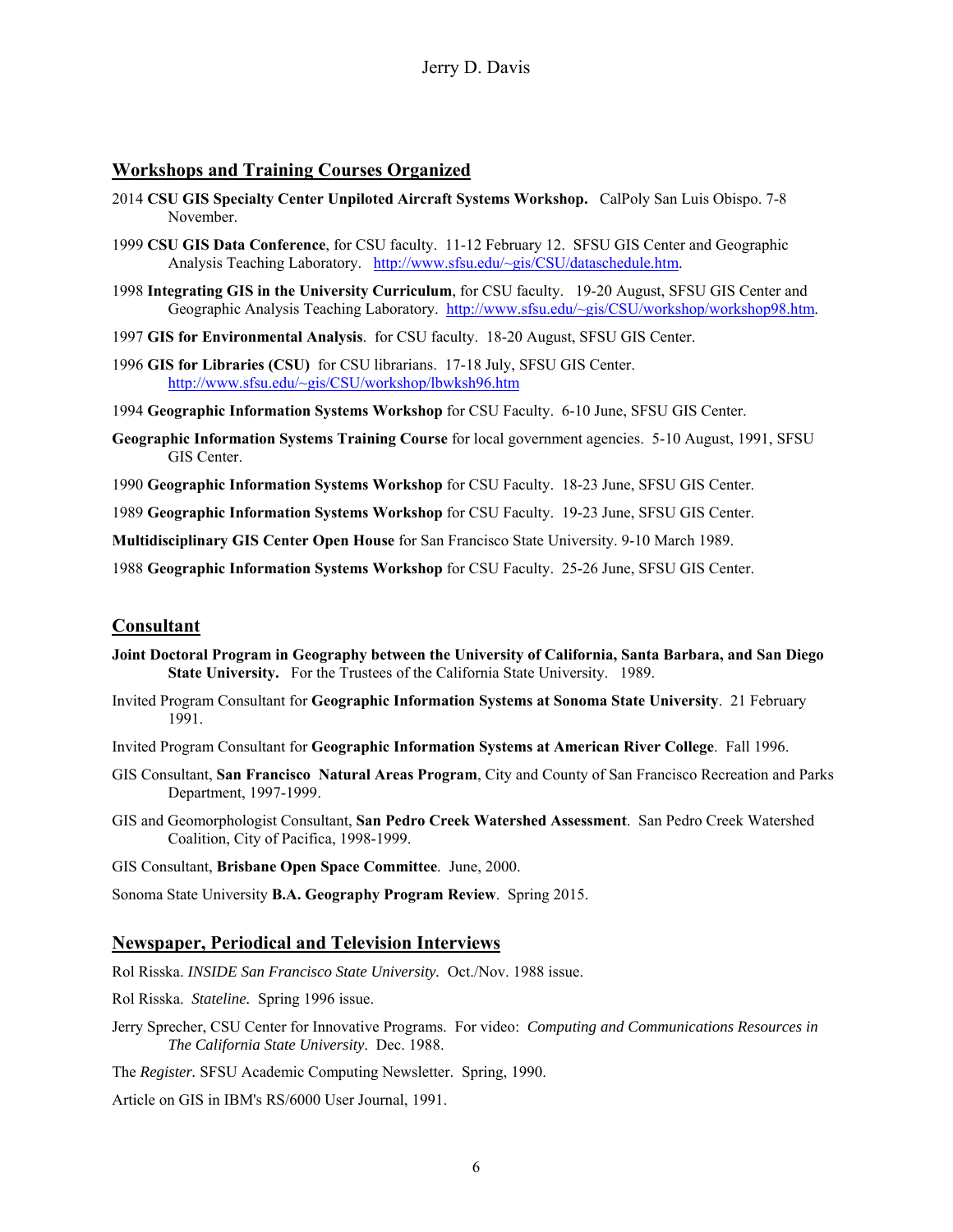## Workshops and Training Courses Organized

2014 **CSU GIS Specialty Center Unpiloted Aircraft Systems Workshop.** CalPoly San Luis Obispo. 7-8 November.

1999 **CSU GIS Data Conference**, for CSU faculty. 11-12 February 12. SFSU GIS Center and Geographic Analysis Teaching Laboratory. http://www.sfsu.edu/~gis/CSU/dataschedule.htm.

1998 **Integrating GIS in the University Curriculum**, for CSU faculty. 19-20 August, SFSU GIS Center and Geographic Analysis Teaching Laboratory. http://www.sfsu.edu/~gis/CSU/workshop/workshop98.htm.

1997 **GIS for Environmental Analysis**. for CSU faculty. 18-20 August, SFSU GIS Center.

1996 **GIS for Libraries (CSU)** for CSU librarians. 17-18 July, SFSU GIS Center. http://www.sfsu.edu/~gis/CSU/workshop/lbwksh96.htm

1994 **Geographic Information Systems Workshop** for CSU Faculty. 6-10 June, SFSU GIS Center.

**Geographic Information Systems Training Course** for local government agencies. 5-10 August, 1991, SFSU GIS Center.

1990 **Geographic Information Systems Workshop** for CSU Faculty. 18-23 June, SFSU GIS Center.

1989 **Geographic Information Systems Workshop** for CSU Faculty. 19-23 June, SFSU GIS Center.

**Multidisciplinary GIS Center Open House** for San Francisco State University. 9-10 March 1989.

1988 **Geographic Information Systems Workshop** for CSU Faculty. 25-26 June, SFSU GIS Center.

## Consultant

**Joint Doctoral Program in Geography between the University of California, Santa Barbara, and San Diego State University.** For the Trustees of the California State University. 1989.

Invited Program Consultant for **Geographic Information Systems at Sonoma State University**. 21 February 1991.

Invited Program Consultant for **Geographic Information Systems at American River College**. Fall 1996.

GIS Consultant, **San Francisco Natural Areas Program**, City and County of San Francisco Recreation and Parks Department, 1997-1999.

GIS and Geomorphologist Consultant, **San Pedro Creek Watershed Assessment**. San Pedro Creek Watershed Coalition, City of Pacifica, 1998-1999.

GIS Consultant, **Brisbane Open Space Committee**. June, 2000.

Sonoma State University **B.A. Geography Program Review**. Spring 2015.

## Newspaper, Periodical and Television Interviews

Rol Risska. *INSIDE San Francisco State University.* Oct./Nov. 1988 issue.

Rol Risska. *Stateline.* Spring 1996 issue.

Jerry Sprecher, CSU Center for Innovative Programs. For video: *Computing and Communications Resources in The California State University.* Dec. 1988.

The *Register.* SFSU Academic Computing Newsletter. Spring, 1990.

Article on GIS in IBM's RS/6000 User Journal, 1991.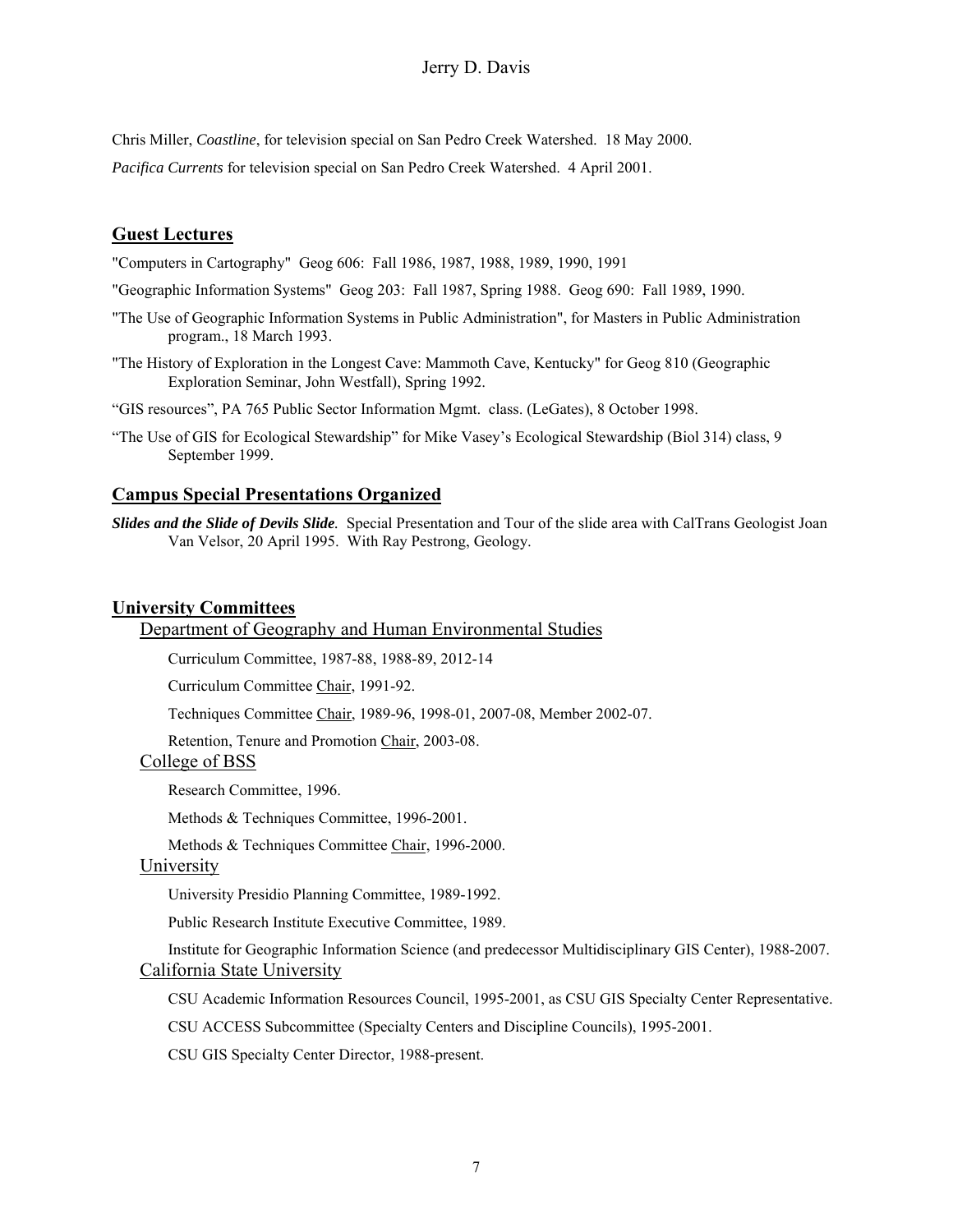Chris Miller, *Coastline*, for television special on San Pedro Creek Watershed. 18 May 2000.

*Pacifica Currents* for television special on San Pedro Creek Watershed. 4 April 2001.

## Guest Lectures

"Computers in Cartography" Geog 606: Fall 1986, 1987, 1988, 1989, 1990, 1991

"Geographic Information Systems" Geog 203: Fall 1987, Spring 1988. Geog 690: Fall 1989, 1990.

"The Use of Geographic Information Systems in Public Administration", for Masters in Public Administration program., 18 March 1993.

"The History of Exploration in the Longest Cave: Mammoth Cave, Kentucky" for Geog 810 (Geographic Exploration Seminar, John Westfall), Spring 1992.

"GIS resources", PA 765 Public Sector Information Mgmt. class. (LeGates), 8 October 1998.

"The Use of GIS for Ecological Stewardship" for Mike Vasey's Ecological Stewardship (Biol 314) class, 9 September 1999.

## Campus Special Presentations Organized

***Slides and the Slide of Devils Slide.*** Special Presentation and Tour of the slide area with CalTrans Geologist Joan Van Velsor, 20 April 1995. With Ray Pestrong, Geology.

## University Committees

### Department of Geography and Human Environmental Studies

Curriculum Committee, 1987-88, 1988-89, 2012-14

Curriculum Committee Chair, 1991-92.

Techniques Committee Chair, 1989-96, 1998-01, 2007-08, Member 2002-07.

Retention, Tenure and Promotion Chair, 2003-08.

### College of BSS

Research Committee, 1996.

Methods & Techniques Committee, 1996-2001.

Methods & Techniques Committee Chair, 1996-2000.

### University

University Presidio Planning Committee, 1989-1992.

Public Research Institute Executive Committee, 1989.

Institute for Geographic Information Science (and predecessor Multidisciplinary GIS Center), 1988-2007.

### California State University

CSU Academic Information Resources Council, 1995-2001, as CSU GIS Specialty Center Representative.

CSU ACCESS Subcommittee (Specialty Centers and Discipline Councils), 1995-2001.

CSU GIS Specialty Center Director, 1988-present.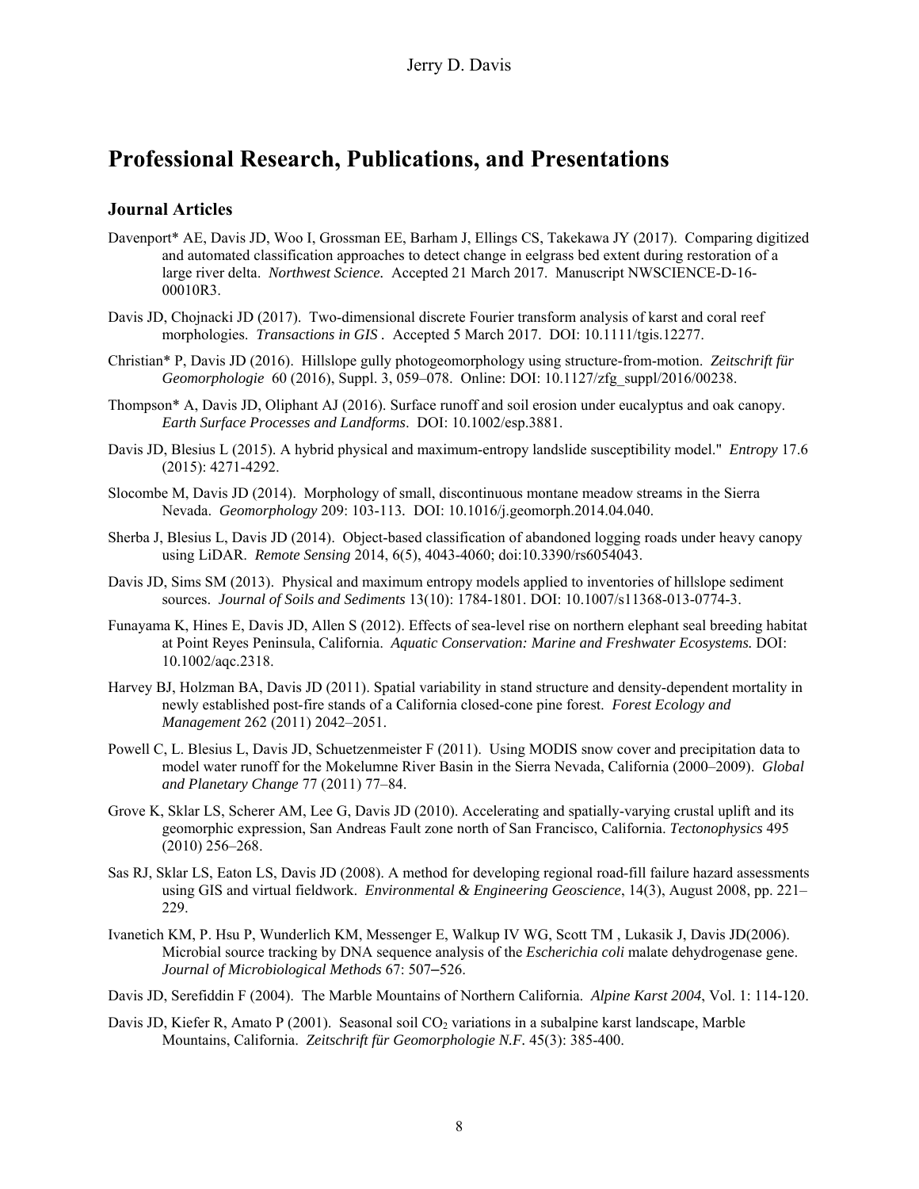# Professional Research, Publications, and Presentations

## Journal Articles

Davenport* AE, Davis JD, Woo I, Grossman EE, Barham J, Ellings CS, Takekawa JY (2017). Comparing digitized and automated classification approaches to detect change in eelgrass bed extent during restoration of a large river delta. *Northwest Science.* Accepted 21 March 2017. Manuscript NWSCIENCE-D-16-00010R3.

Davis JD, Chojnacki JD (2017). Two-dimensional discrete Fourier transform analysis of karst and coral reef morphologies. *Transactions in GIS* . Accepted 5 March 2017. DOI: 10.1111/tgis.12277.

Christian* P, Davis JD (2016). Hillslope gully photogeomorphology using structure-from-motion. *Zeitschrift für Geomorphologie* 60 (2016), Suppl. 3, 059–078. Online: DOI: 10.1127/zfg_suppl/2016/00238.

Thompson* A, Davis JD, Oliphant AJ (2016). Surface runoff and soil erosion under eucalyptus and oak canopy. *Earth Surface Processes and Landforms*. DOI: 10.1002/esp.3881.

Davis JD, Blesius L (2015). A hybrid physical and maximum-entropy landslide susceptibility model." *Entropy* 17.6 (2015): 4271-4292.

Slocombe M, Davis JD (2014). Morphology of small, discontinuous montane meadow streams in the Sierra Nevada. *Geomorphology* 209: 103-113. DOI: 10.1016/j.geomorph.2014.04.040.

Sherba J, Blesius L, Davis JD (2014). Object-based classification of abandoned logging roads under heavy canopy using LiDAR. *Remote Sensing* 2014, 6(5), 4043-4060; doi:10.3390/rs6054043.

Davis JD, Sims SM (2013). Physical and maximum entropy models applied to inventories of hillslope sediment sources. *Journal of Soils and Sediments* 13(10): 1784-1801. DOI: 10.1007/s11368-013-0774-3.

Funayama K, Hines E, Davis JD, Allen S (2012). Effects of sea-level rise on northern elephant seal breeding habitat at Point Reyes Peninsula, California. *Aquatic Conservation: Marine and Freshwater Ecosystems.* DOI: 10.1002/aqc.2318.

Harvey BJ, Holzman BA, Davis JD (2011). Spatial variability in stand structure and density-dependent mortality in newly established post-fire stands of a California closed-cone pine forest. *Forest Ecology and Management* 262 (2011) 2042–2051.

Powell C, L. Blesius L, Davis JD, Schuetzenmeister F (2011). Using MODIS snow cover and precipitation data to model water runoff for the Mokelumne River Basin in the Sierra Nevada, California (2000–2009). *Global and Planetary Change* 77 (2011) 77–84.

Grove K, Sklar LS, Scherer AM, Lee G, Davis JD (2010). Accelerating and spatially-varying crustal uplift and its geomorphic expression, San Andreas Fault zone north of San Francisco, California. *Tectonophysics* 495 (2010) 256–268.

Sas RJ, Sklar LS, Eaton LS, Davis JD (2008). A method for developing regional road-fill failure hazard assessments using GIS and virtual fieldwork. *Environmental & Engineering Geoscience*, 14(3), August 2008, pp. 221–229.

Ivanetich KM, P. Hsu P, Wunderlich KM, Messenger E, Walkup IV WG, Scott TM , Lukasik J, Davis JD(2006). Microbial source tracking by DNA sequence analysis of the *Escherichia coli* malate dehydrogenase gene. *Journal of Microbiological Methods* 67: 507–526.

Davis JD, Serefiddin F (2004). The Marble Mountains of Northern California. *Alpine Karst 2004*, Vol. 1: 114-120.

Davis JD, Kiefer R, Amato P (2001). Seasonal soil $CO_2$ variations in a subalpine karst landscape, Marble Mountains, California. *Zeitschrift für Geomorphologie N.F.* 45(3): 385-400.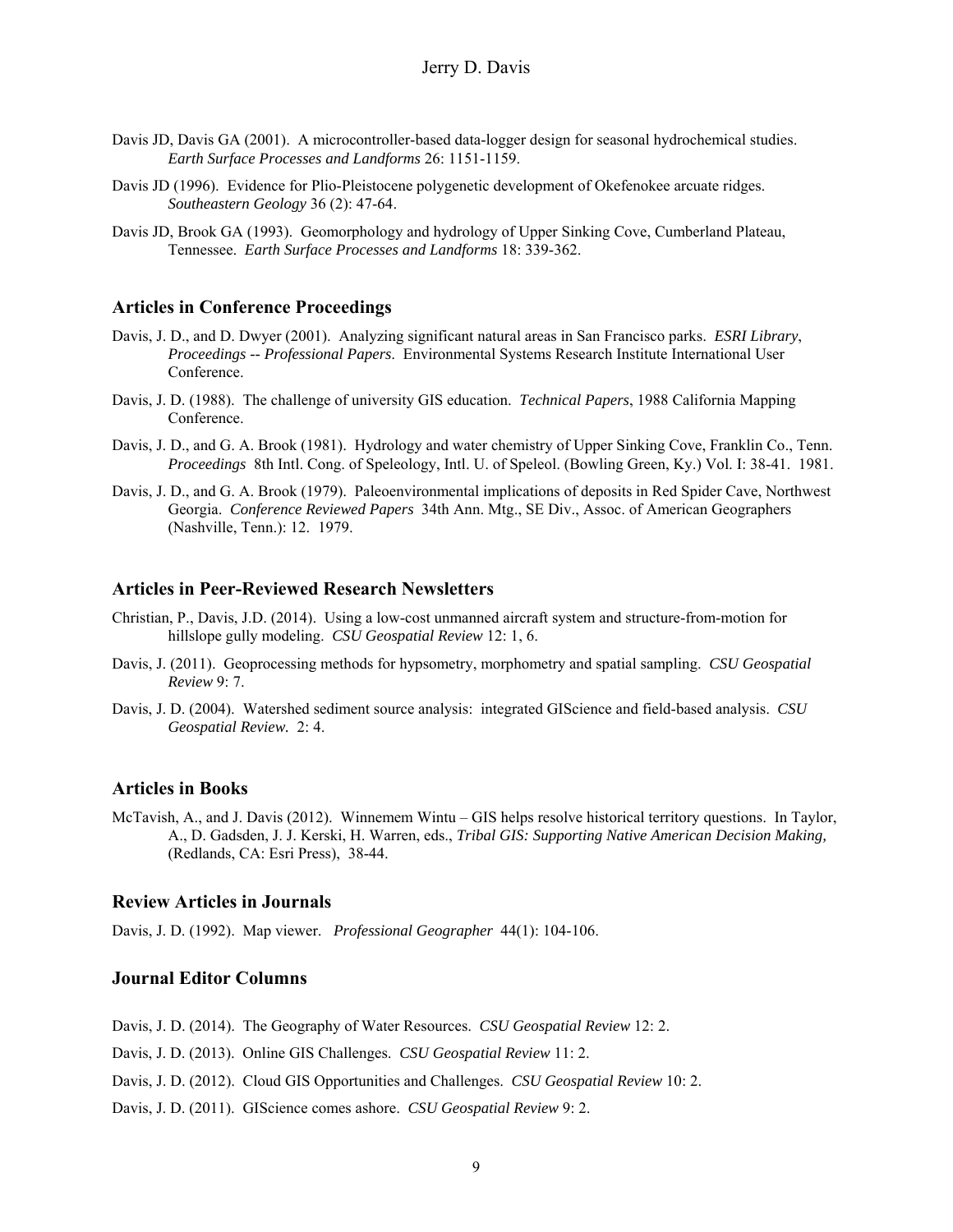Davis JD, Davis GA (2001). A microcontroller-based data-logger design for seasonal hydrochemical studies. *Earth Surface Processes and Landforms* 26: 1151-1159.

Davis JD (1996). Evidence for Plio-Pleistocene polygenetic development of Okefenokee arcuate ridges. *Southeastern Geology* 36 (2): 47-64.

Davis JD, Brook GA (1993). Geomorphology and hydrology of Upper Sinking Cove, Cumberland Plateau, Tennessee. *Earth Surface Processes and Landforms* 18: 339-362.

### Articles in Conference Proceedings

Davis, J. D., and D. Dwyer (2001). Analyzing significant natural areas in San Francisco parks. *ESRI Library*, *Proceedings -- Professional Papers*. Environmental Systems Research Institute International User Conference.

Davis, J. D. (1988). The challenge of university GIS education. *Technical Papers*, 1988 California Mapping Conference.

Davis, J. D., and G. A. Brook (1981). Hydrology and water chemistry of Upper Sinking Cove, Franklin Co., Tenn. *Proceedings* 8th Intl. Cong. of Speleology, Intl. U. of Speleol. (Bowling Green, Ky.) Vol. I: 38-41. 1981.

Davis, J. D., and G. A. Brook (1979). Paleoenvironmental implications of deposits in Red Spider Cave, Northwest Georgia. *Conference Reviewed Papers* 34th Ann. Mtg., SE Div., Assoc. of American Geographers (Nashville, Tenn.): 12. 1979.

### Articles in Peer-Reviewed Research Newsletters

Christian, P., Davis, J.D. (2014). Using a low-cost unmanned aircraft system and structure-from-motion for hillslope gully modeling. *CSU Geospatial Review* 12: 1, 6.

Davis, J. (2011). Geoprocessing methods for hypsometry, morphometry and spatial sampling. *CSU Geospatial Review* 9: 7.

Davis, J. D. (2004). Watershed sediment source analysis: integrated GIScience and field-based analysis. *CSU Geospatial Review.* 2: 4.

### Articles in Books

McTavish, A., and J. Davis (2012). Winnemem Wintu – GIS helps resolve historical territory questions. In Taylor, A., D. Gadsden, J. J. Kerski, H. Warren, eds., *Tribal GIS: Supporting Native American Decision Making,* (Redlands, CA: Esri Press), 38-44.

### Review Articles in Journals

Davis, J. D. (1992). Map viewer. *Professional Geographer* 44(1): 104-106.

### Journal Editor Columns

Davis, J. D. (2014). The Geography of Water Resources. *CSU Geospatial Review* 12: 2.

Davis, J. D. (2013). Online GIS Challenges. *CSU Geospatial Review* 11: 2.

Davis, J. D. (2012). Cloud GIS Opportunities and Challenges. *CSU Geospatial Review* 10: 2.

Davis, J. D. (2011). GIScience comes ashore. *CSU Geospatial Review* 9: 2.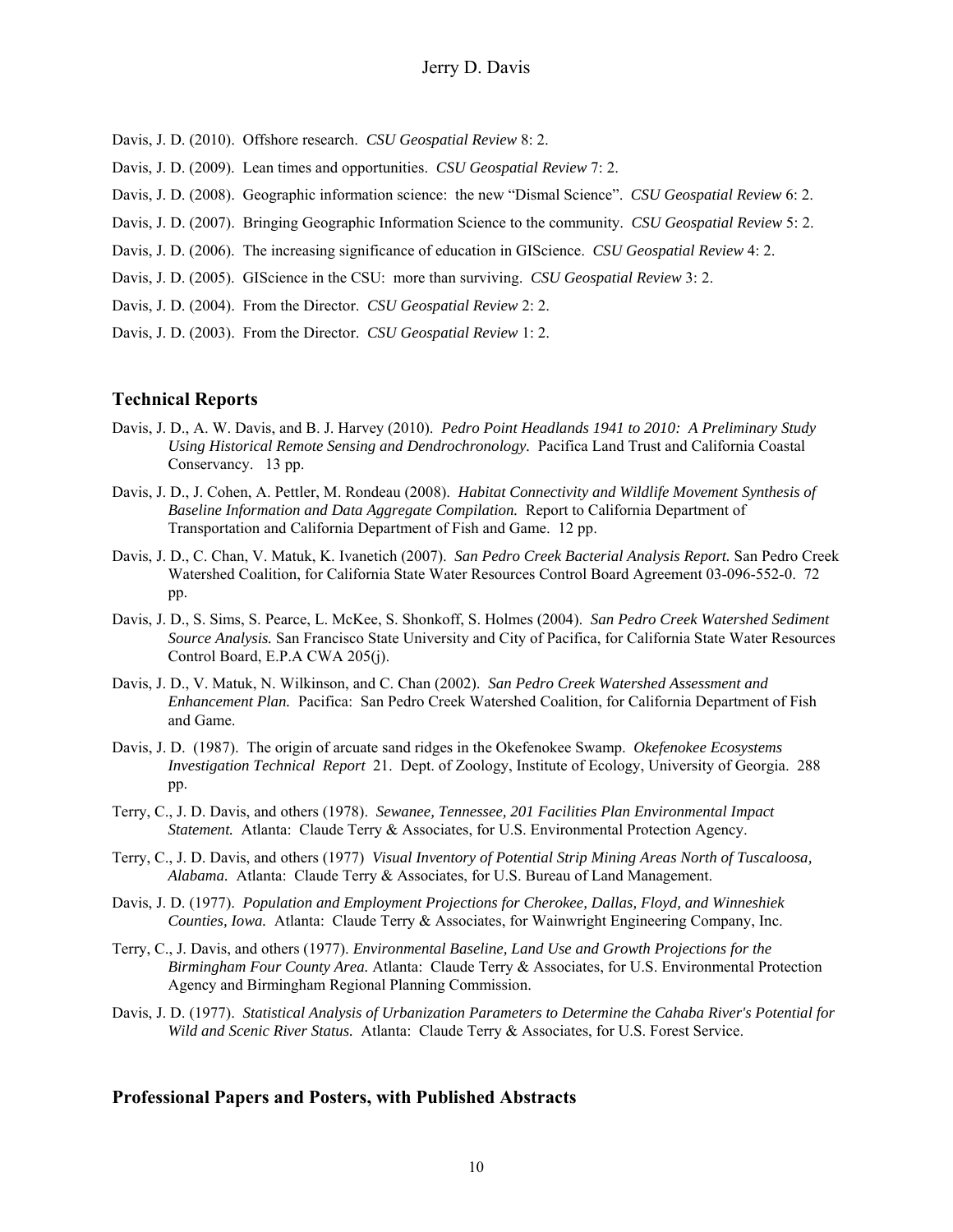Davis, J. D. (2010). Offshore research. *CSU Geospatial Review* 8: 2.

Davis, J. D. (2009). Lean times and opportunities. *CSU Geospatial Review* 7: 2.

Davis, J. D. (2008). Geographic information science: the new "Dismal Science". *CSU Geospatial Review* 6: 2.

Davis, J. D. (2007). Bringing Geographic Information Science to the community. *CSU Geospatial Review* 5: 2.

Davis, J. D. (2006). The increasing significance of education in GIScience. *CSU Geospatial Review* 4: 2.

Davis, J. D. (2005). GIScience in the CSU: more than surviving. *CSU Geospatial Review* 3: 2.

Davis, J. D. (2004). From the Director. *CSU Geospatial Review* 2: 2.

Davis, J. D. (2003). From the Director. *CSU Geospatial Review* 1: 2.

## Technical Reports

Davis, J. D., A. W. Davis, and B. J. Harvey (2010). *Pedro Point Headlands 1941 to 2010: A Preliminary Study Using Historical Remote Sensing and Dendrochronology.* Pacifica Land Trust and California Coastal Conservancy. 13 pp.

Davis, J. D., J. Cohen, A. Pettler, M. Rondeau (2008). *Habitat Connectivity and Wildlife Movement Synthesis of Baseline Information and Data Aggregate Compilation.* Report to California Department of Transportation and California Department of Fish and Game. 12 pp.

Davis, J. D., C. Chan, V. Matuk, K. Ivanetich (2007). *San Pedro Creek Bacterial Analysis Report.* San Pedro Creek Watershed Coalition, for California State Water Resources Control Board Agreement 03-096-552-0. 72 pp.

Davis, J. D., S. Sims, S. Pearce, L. McKee, S. Shonkoff, S. Holmes (2004). *San Pedro Creek Watershed Sediment Source Analysis.* San Francisco State University and City of Pacifica, for California State Water Resources Control Board, E.P.A CWA 205(j).

Davis, J. D., V. Matuk, N. Wilkinson, and C. Chan (2002). *San Pedro Creek Watershed Assessment and Enhancement Plan.* Pacifica: San Pedro Creek Watershed Coalition, for California Department of Fish and Game.

Davis, J. D. (1987). The origin of arcuate sand ridges in the Okefenokee Swamp. *Okefenokee Ecosystems Investigation Technical Report* 21. Dept. of Zoology, Institute of Ecology, University of Georgia. 288 pp.

Terry, C., J. D. Davis, and others (1978). *Sewanee, Tennessee, 201 Facilities Plan Environmental Impact Statement.* Atlanta: Claude Terry & Associates, for U.S. Environmental Protection Agency.

Terry, C., J. D. Davis, and others (1977) *Visual Inventory of Potential Strip Mining Areas North of Tuscaloosa, Alabama.* Atlanta: Claude Terry & Associates, for U.S. Bureau of Land Management.

Davis, J. D. (1977). *Population and Employment Projections for Cherokee, Dallas, Floyd, and Winneshiek Counties, Iowa.* Atlanta: Claude Terry & Associates, for Wainwright Engineering Company, Inc.

Terry, C., J. Davis, and others (1977). *Environmental Baseline, Land Use and Growth Projections for the Birmingham Four County Area.* Atlanta: Claude Terry & Associates, for U.S. Environmental Protection Agency and Birmingham Regional Planning Commission.

Davis, J. D. (1977). *Statistical Analysis of Urbanization Parameters to Determine the Cahaba River's Potential for Wild and Scenic River Status.* Atlanta: Claude Terry & Associates, for U.S. Forest Service.

## Professional Papers and Posters, with Published Abstracts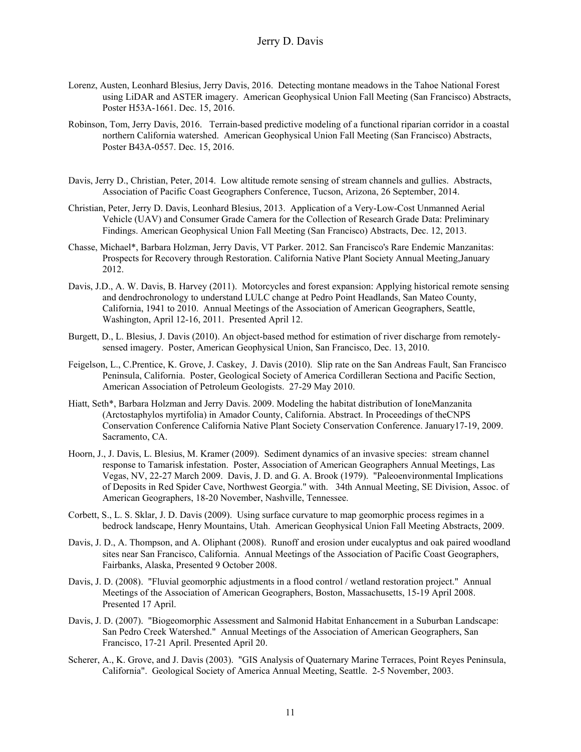Lorenz, Austen, Leonhard Blesius, Jerry Davis, 2016. Detecting montane meadows in the Tahoe National Forest using LiDAR and ASTER imagery. American Geophysical Union Fall Meeting (San Francisco) Abstracts, Poster H53A-1661. Dec. 15, 2016.

Robinson, Tom, Jerry Davis, 2016. Terrain-based predictive modeling of a functional riparian corridor in a coastal northern California watershed. American Geophysical Union Fall Meeting (San Francisco) Abstracts, Poster B43A-0557. Dec. 15, 2016.

Davis, Jerry D., Christian, Peter, 2014. Low altitude remote sensing of stream channels and gullies. Abstracts, Association of Pacific Coast Geographers Conference, Tucson, Arizona, 26 September, 2014.

Christian, Peter, Jerry D. Davis, Leonhard Blesius, 2013. Application of a Very-Low-Cost Unmanned Aerial Vehicle (UAV) and Consumer Grade Camera for the Collection of Research Grade Data: Preliminary Findings. American Geophysical Union Fall Meeting (San Francisco) Abstracts, Dec. 12, 2013.

Chasse, Michael*, Barbara Holzman, Jerry Davis, VT Parker. 2012. San Francisco's Rare Endemic Manzanitas: Prospects for Recovery through Restoration. California Native Plant Society Annual Meeting,January 2012.

Davis, J.D., A. W. Davis, B. Harvey (2011). Motorcycles and forest expansion: Applying historical remote sensing and dendrochronology to understand LULC change at Pedro Point Headlands, San Mateo County, California, 1941 to 2010. Annual Meetings of the Association of American Geographers, Seattle, Washington, April 12-16, 2011. Presented April 12.

Burgett, D., L. Blesius, J. Davis (2010). An object-based method for estimation of river discharge from remotely-sensed imagery. Poster, American Geophysical Union, San Francisco, Dec. 13, 2010.

Feigelson, L., C.Prentice, K. Grove, J. Caskey, J. Davis (2010). Slip rate on the San Andreas Fault, San Francisco Peninsula, California. Poster, Geological Society of America Cordilleran Sectiona and Pacific Section, American Association of Petroleum Geologists. 27-29 May 2010.

Hiatt, Seth*, Barbara Holzman and Jerry Davis. 2009. Modeling the habitat distribution of IoneManzanita (Arctostaphylos myrtifolia) in Amador County, California. Abstract. In Proceedings of theCNPS Conservation Conference California Native Plant Society Conservation Conference. January17-19, 2009. Sacramento, CA.

Hoorn, J., J. Davis, L. Blesius, M. Kramer (2009). Sediment dynamics of an invasive species: stream channel response to Tamarisk infestation. Poster, Association of American Geographers Annual Meetings, Las Vegas, NV, 22-27 March 2009. Davis, J. D. and G. A. Brook (1979). "Paleoenvironmental Implications of Deposits in Red Spider Cave, Northwest Georgia." with. 34th Annual Meeting, SE Division, Assoc. of American Geographers, 18-20 November, Nashville, Tennessee.

Corbett, S., L. S. Sklar, J. D. Davis (2009). Using surface curvature to map geomorphic process regimes in a bedrock landscape, Henry Mountains, Utah. American Geophysical Union Fall Meeting Abstracts, 2009.

Davis, J. D., A. Thompson, and A. Oliphant (2008). Runoff and erosion under eucalyptus and oak paired woodland sites near San Francisco, California. Annual Meetings of the Association of Pacific Coast Geographers, Fairbanks, Alaska, Presented 9 October 2008.

Davis, J. D. (2008). "Fluvial geomorphic adjustments in a flood control / wetland restoration project." Annual Meetings of the Association of American Geographers, Boston, Massachusetts, 15-19 April 2008. Presented 17 April.

Davis, J. D. (2007). "Biogeomorphic Assessment and Salmonid Habitat Enhancement in a Suburban Landscape: San Pedro Creek Watershed." Annual Meetings of the Association of American Geographers, San Francisco, 17-21 April. Presented April 20.

Scherer, A., K. Grove, and J. Davis (2003). "GIS Analysis of Quaternary Marine Terraces, Point Reyes Peninsula, California". Geological Society of America Annual Meeting, Seattle. 2-5 November, 2003.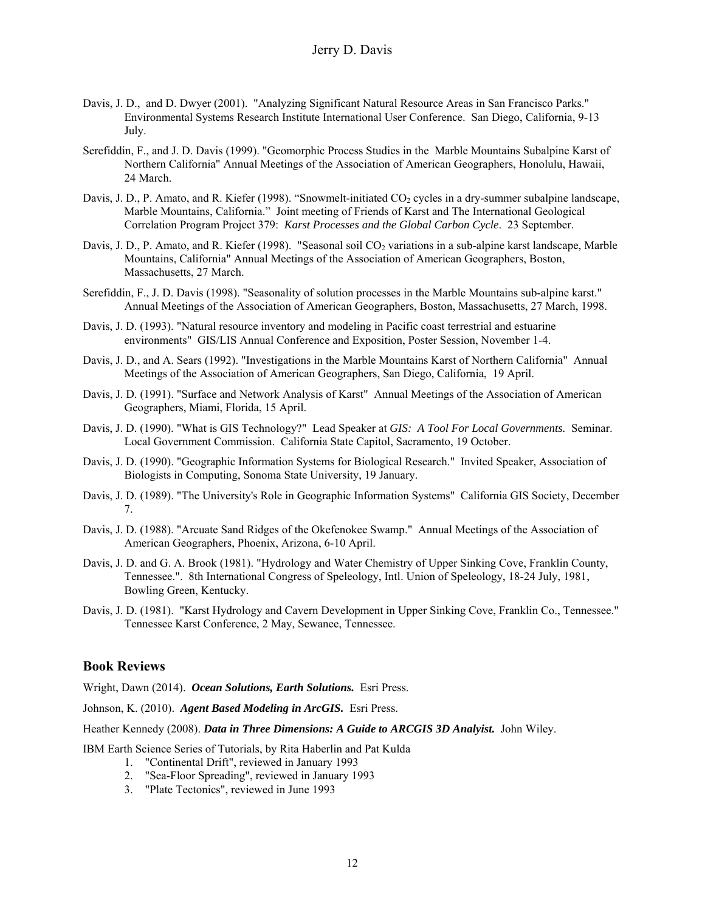Davis, J. D., and D. Dwyer (2001). "Analyzing Significant Natural Resource Areas in San Francisco Parks." Environmental Systems Research Institute International User Conference. San Diego, California, 9-13 July.

Serefiddin, F., and J. D. Davis (1999). "Geomorphic Process Studies in the Marble Mountains Subalpine Karst of Northern California" Annual Meetings of the Association of American Geographers, Honolulu, Hawaii, 24 March.

Davis, J. D., P. Amato, and R. Kiefer (1998). "Snowmelt-initiated $CO_2$ cycles in a dry-summer subalpine landscape, Marble Mountains, California." Joint meeting of Friends of Karst and The International Geological Correlation Program Project 379: *Karst Processes and the Global Carbon Cycle*. 23 September.

Davis, J. D., P. Amato, and R. Kiefer (1998). "Seasonal soil $CO_2$ variations in a sub-alpine karst landscape, Marble Mountains, California" Annual Meetings of the Association of American Geographers, Boston, Massachusetts, 27 March.

Serefiddin, F., J. D. Davis (1998). "Seasonality of solution processes in the Marble Mountains sub-alpine karst." Annual Meetings of the Association of American Geographers, Boston, Massachusetts, 27 March, 1998.

Davis, J. D. (1993). "Natural resource inventory and modeling in Pacific coast terrestrial and estuarine environments" GIS/LIS Annual Conference and Exposition, Poster Session, November 1-4.

Davis, J. D., and A. Sears (1992). "Investigations in the Marble Mountains Karst of Northern California" Annual Meetings of the Association of American Geographers, San Diego, California, 19 April.

Davis, J. D. (1991). "Surface and Network Analysis of Karst" Annual Meetings of the Association of American Geographers, Miami, Florida, 15 April.

Davis, J. D. (1990). "What is GIS Technology?" Lead Speaker at *GIS: A Tool For Local Governments.* Seminar. Local Government Commission. California State Capitol, Sacramento, 19 October.

Davis, J. D. (1990). "Geographic Information Systems for Biological Research." Invited Speaker, Association of Biologists in Computing, Sonoma State University, 19 January.

Davis, J. D. (1989). "The University's Role in Geographic Information Systems" California GIS Society, December 7.

Davis, J. D. (1988). "Arcuate Sand Ridges of the Okefenokee Swamp." Annual Meetings of the Association of American Geographers, Phoenix, Arizona, 6-10 April.

Davis, J. D. and G. A. Brook (1981). "Hydrology and Water Chemistry of Upper Sinking Cove, Franklin County, Tennessee.". 8th International Congress of Speleology, Intl. Union of Speleology, 18-24 July, 1981, Bowling Green, Kentucky.

Davis, J. D. (1981). "Karst Hydrology and Cavern Development in Upper Sinking Cove, Franklin Co., Tennessee." Tennessee Karst Conference, 2 May, Sewanee, Tennessee.

## Book Reviews

Wright, Dawn (2014). ***Ocean Solutions, Earth Solutions.*** Esri Press.

Johnson, K. (2010). ***Agent Based Modeling in ArcGIS.*** Esri Press.

Heather Kennedy (2008). ***Data in Three Dimensions: A Guide to ARCGIS 3D Analyist.*** John Wiley.

IBM Earth Science Series of Tutorials, by Rita Haberlin and Pat Kulda

1. "Continental Drift", reviewed in January 1993
2. "Sea-Floor Spreading", reviewed in January 1993
3. "Plate Tectonics", reviewed in June 1993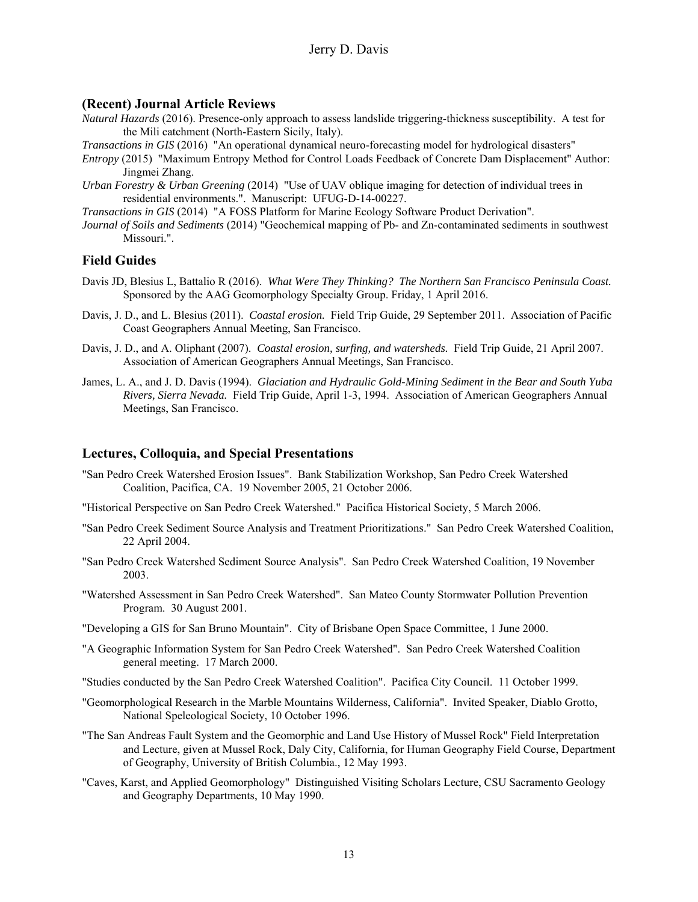## (Recent) Journal Article Reviews

*Natural Hazards* (2016). Presence-only approach to assess landslide triggering-thickness susceptibility. A test for the Mili catchment (North-Eastern Sicily, Italy).

*Transactions in GIS* (2016) "An operational dynamical neuro-forecasting model for hydrological disasters"

*Entropy* (2015) "Maximum Entropy Method for Control Loads Feedback of Concrete Dam Displacement" Author: Jingmei Zhang.

*Urban Forestry & Urban Greening* (2014) "Use of UAV oblique imaging for detection of individual trees in residential environments.". Manuscript: UFUG-D-14-00227.

*Transactions in GIS* (2014) "A FOSS Platform for Marine Ecology Software Product Derivation".

*Journal of Soils and Sediments* (2014) "Geochemical mapping of Pb- and Zn-contaminated sediments in southwest Missouri.".

## Field Guides

Davis JD, Blesius L, Battalio R (2016). *What Were They Thinking? The Northern San Francisco Peninsula Coast.* Sponsored by the AAG Geomorphology Specialty Group. Friday, 1 April 2016.

Davis, J. D., and L. Blesius (2011). *Coastal erosion.* Field Trip Guide, 29 September 2011. Association of Pacific Coast Geographers Annual Meeting, San Francisco.

Davis, J. D., and A. Oliphant (2007). *Coastal erosion, surfing, and watersheds.* Field Trip Guide, 21 April 2007. Association of American Geographers Annual Meetings, San Francisco.

James, L. A., and J. D. Davis (1994). *Glaciation and Hydraulic Gold-Mining Sediment in the Bear and South Yuba Rivers, Sierra Nevada.* Field Trip Guide, April 1-3, 1994. Association of American Geographers Annual Meetings, San Francisco.

## Lectures, Colloquia, and Special Presentations

"San Pedro Creek Watershed Erosion Issues". Bank Stabilization Workshop, San Pedro Creek Watershed Coalition, Pacifica, CA. 19 November 2005, 21 October 2006.

"Historical Perspective on San Pedro Creek Watershed." Pacifica Historical Society, 5 March 2006.

"San Pedro Creek Sediment Source Analysis and Treatment Prioritizations." San Pedro Creek Watershed Coalition, 22 April 2004.

"San Pedro Creek Watershed Sediment Source Analysis". San Pedro Creek Watershed Coalition, 19 November 2003.

"Watershed Assessment in San Pedro Creek Watershed". San Mateo County Stormwater Pollution Prevention Program. 30 August 2001.

"Developing a GIS for San Bruno Mountain". City of Brisbane Open Space Committee, 1 June 2000.

"A Geographic Information System for San Pedro Creek Watershed". San Pedro Creek Watershed Coalition general meeting. 17 March 2000.

"Studies conducted by the San Pedro Creek Watershed Coalition". Pacifica City Council. 11 October 1999.

"Geomorphological Research in the Marble Mountains Wilderness, California". Invited Speaker, Diablo Grotto, National Speleological Society, 10 October 1996.

"The San Andreas Fault System and the Geomorphic and Land Use History of Mussel Rock" Field Interpretation and Lecture, given at Mussel Rock, Daly City, California, for Human Geography Field Course, Department of Geography, University of British Columbia., 12 May 1993.

"Caves, Karst, and Applied Geomorphology" Distinguished Visiting Scholars Lecture, CSU Sacramento Geology and Geography Departments, 10 May 1990.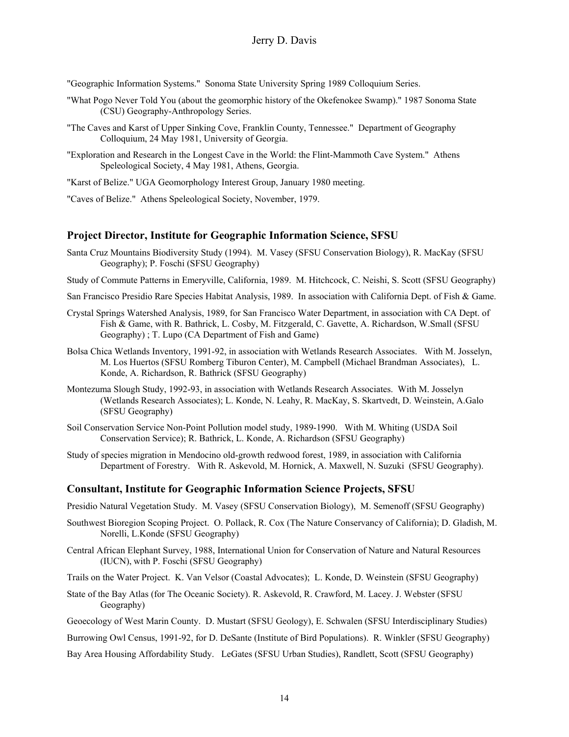"Geographic Information Systems." Sonoma State University Spring 1989 Colloquium Series.

"What Pogo Never Told You (about the geomorphic history of the Okefenokee Swamp)." 1987 Sonoma State (CSU) Geography-Anthropology Series.

"The Caves and Karst of Upper Sinking Cove, Franklin County, Tennessee." Department of Geography Colloquium, 24 May 1981, University of Georgia.

"Exploration and Research in the Longest Cave in the World: the Flint-Mammoth Cave System." Athens Speleological Society, 4 May 1981, Athens, Georgia.

"Karst of Belize." UGA Geomorphology Interest Group, January 1980 meeting.

"Caves of Belize." Athens Speleological Society, November, 1979.

### Project Director, Institute for Geographic Information Science, SFSU

Santa Cruz Mountains Biodiversity Study (1994). M. Vasey (SFSU Conservation Biology), R. MacKay (SFSU Geography); P. Foschi (SFSU Geography)

Study of Commute Patterns in Emeryville, California, 1989. M. Hitchcock, C. Neishi, S. Scott (SFSU Geography)

San Francisco Presidio Rare Species Habitat Analysis, 1989. In association with California Dept. of Fish & Game.

Crystal Springs Watershed Analysis, 1989, for San Francisco Water Department, in association with CA Dept. of Fish & Game, with R. Bathrick, L. Cosby, M. Fitzgerald, C. Gavette, A. Richardson, W.Small (SFSU Geography) ; T. Lupo (CA Department of Fish and Game)

Bolsa Chica Wetlands Inventory, 1991-92, in association with Wetlands Research Associates. With M. Josselyn, M. Los Huertos (SFSU Romberg Tiburon Center), M. Campbell (Michael Brandman Associates), L. Konde, A. Richardson, R. Bathrick (SFSU Geography)

Montezuma Slough Study, 1992-93, in association with Wetlands Research Associates. With M. Josselyn (Wetlands Research Associates); L. Konde, N. Leahy, R. MacKay, S. Skartvedt, D. Weinstein, A.Galo (SFSU Geography)

Soil Conservation Service Non-Point Pollution model study, 1989-1990. With M. Whiting (USDA Soil Conservation Service); R. Bathrick, L. Konde, A. Richardson (SFSU Geography)

Study of species migration in Mendocino old-growth redwood forest, 1989, in association with California Department of Forestry. With R. Askevold, M. Hornick, A. Maxwell, N. Suzuki (SFSU Geography).

### Consultant, Institute for Geographic Information Science Projects, SFSU

Presidio Natural Vegetation Study. M. Vasey (SFSU Conservation Biology), M. Semenoff (SFSU Geography)

Southwest Bioregion Scoping Project. O. Pollack, R. Cox (The Nature Conservancy of California); D. Gladish, M. Norelli, L.Konde (SFSU Geography)

Central African Elephant Survey, 1988, International Union for Conservation of Nature and Natural Resources (IUCN), with P. Foschi (SFSU Geography)

Trails on the Water Project. K. Van Velsor (Coastal Advocates); L. Konde, D. Weinstein (SFSU Geography)

State of the Bay Atlas (for The Oceanic Society). R. Askevold, R. Crawford, M. Lacey. J. Webster (SFSU Geography)

Geoecology of West Marin County. D. Mustart (SFSU Geology), E. Schwalen (SFSU Interdisciplinary Studies)

Burrowing Owl Census, 1991-92, for D. DeSante (Institute of Bird Populations). R. Winkler (SFSU Geography)

Bay Area Housing Affordability Study. LeGates (SFSU Urban Studies), Randlett, Scott (SFSU Geography)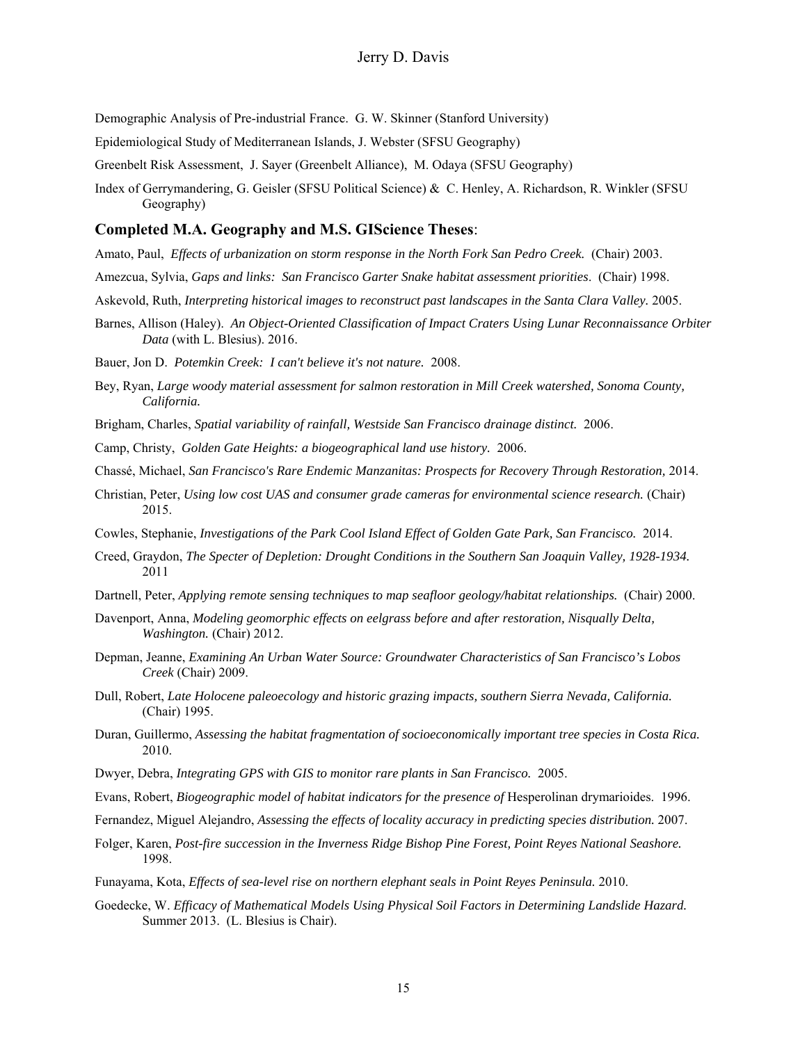Demographic Analysis of Pre-industrial France. G. W. Skinner (Stanford University)

Epidemiological Study of Mediterranean Islands, J. Webster (SFSU Geography)

Greenbelt Risk Assessment, J. Sayer (Greenbelt Alliance), M. Odaya (SFSU Geography)

Index of Gerrymandering, G. Geisler (SFSU Political Science) & C. Henley, A. Richardson, R. Winkler (SFSU Geography)

### Completed M.A. Geography and M.S. GIScience Theses:

Amato, Paul, *Effects of urbanization on storm response in the North Fork San Pedro Creek.* (Chair) 2003.

Amezcua, Sylvia, *Gaps and links: San Francisco Garter Snake habitat assessment priorities*. (Chair) 1998.

Askevold, Ruth, *Interpreting historical images to reconstruct past landscapes in the Santa Clara Valley.* 2005.

Barnes, Allison (Haley). *An Object-Oriented Classification of Impact Craters Using Lunar Reconnaissance Orbiter Data* (with L. Blesius). 2016.

Bauer, Jon D. *Potemkin Creek: I can't believe it's not nature.* 2008.

Bey, Ryan, *Large woody material assessment for salmon restoration in Mill Creek watershed, Sonoma County, California.*

Brigham, Charles, *Spatial variability of rainfall, Westside San Francisco drainage distinct.* 2006.

Camp, Christy, *Golden Gate Heights: a biogeographical land use history.* 2006.

Chassé, Michael, *San Francisco's Rare Endemic Manzanitas: Prospects for Recovery Through Restoration,* 2014.

Christian, Peter, *Using low cost UAS and consumer grade cameras for environmental science research.* (Chair) 2015.

Cowles, Stephanie, *Investigations of the Park Cool Island Effect of Golden Gate Park, San Francisco.* 2014.

Creed, Graydon, *The Specter of Depletion: Drought Conditions in the Southern San Joaquin Valley, 1928-1934.* 2011

Dartnell, Peter, *Applying remote sensing techniques to map seafloor geology/habitat relationships.* (Chair) 2000.

Davenport, Anna, *Modeling geomorphic effects on eelgrass before and after restoration, Nisqually Delta, Washington.* (Chair) 2012.

Depman, Jeanne, *Examining An Urban Water Source: Groundwater Characteristics of San Francisco's Lobos Creek* (Chair) 2009.

Dull, Robert, *Late Holocene paleoecology and historic grazing impacts, southern Sierra Nevada, California.* (Chair) 1995.

Duran, Guillermo, *Assessing the habitat fragmentation of socioeconomically important tree species in Costa Rica.* 2010.

Dwyer, Debra, *Integrating GPS with GIS to monitor rare plants in San Francisco.* 2005.

Evans, Robert, *Biogeographic model of habitat indicators for the presence of* Hesperolinan drymarioides. 1996.

Fernandez, Miguel Alejandro, *Assessing the effects of locality accuracy in predicting species distribution.* 2007.

Folger, Karen, *Post-fire succession in the Inverness Ridge Bishop Pine Forest, Point Reyes National Seashore.* 1998.

Funayama, Kota, *Effects of sea-level rise on northern elephant seals in Point Reyes Peninsula.* 2010.

Goedecke, W. *Efficacy of Mathematical Models Using Physical Soil Factors in Determining Landslide Hazard.* Summer 2013. (L. Blesius is Chair).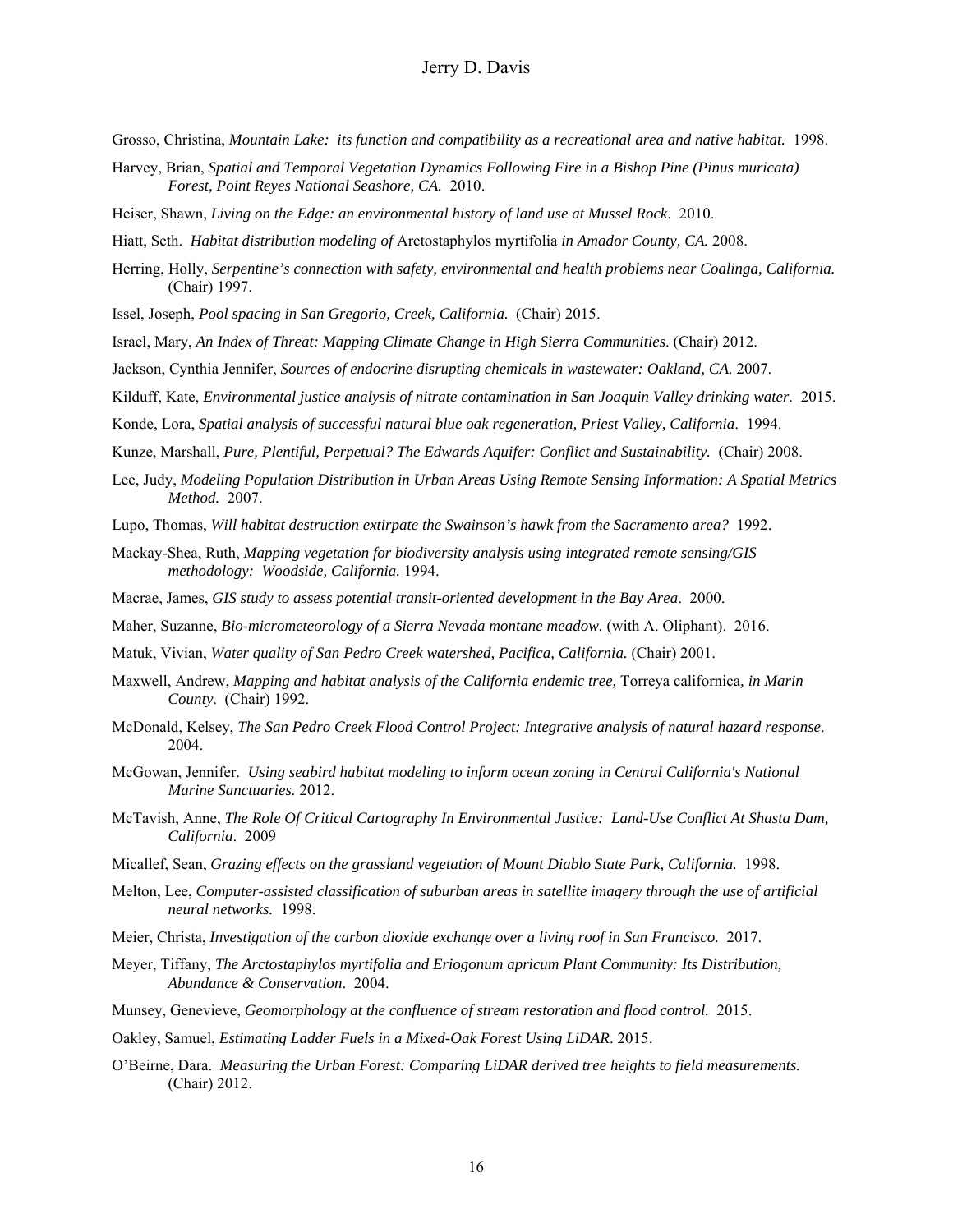Grosso, Christina, *Mountain Lake: its function and compatibility as a recreational area and native habitat.* 1998.

Harvey, Brian, *Spatial and Temporal Vegetation Dynamics Following Fire in a Bishop Pine (Pinus muricata) Forest, Point Reyes National Seashore, CA.* 2010.

Heiser, Shawn, *Living on the Edge: an environmental history of land use at Mussel Rock*. 2010.

Hiatt, Seth. *Habitat distribution modeling of* Arctostaphylos myrtifolia *in Amador County, CA.* 2008.

Herring, Holly, *Serpentine's connection with safety, environmental and health problems near Coalinga, California.* (Chair) 1997.

Issel, Joseph, *Pool spacing in San Gregorio, Creek, California.* (Chair) 2015.

Israel, Mary, *An Index of Threat: Mapping Climate Change in High Sierra Communities*. (Chair) 2012.

Jackson, Cynthia Jennifer, *Sources of endocrine disrupting chemicals in wastewater: Oakland, CA.* 2007.

Kilduff, Kate, *Environmental justice analysis of nitrate contamination in San Joaquin Valley drinking water*. 2015.

Konde, Lora, *Spatial analysis of successful natural blue oak regeneration, Priest Valley, California*. 1994.

Kunze, Marshall, *Pure, Plentiful, Perpetual? The Edwards Aquifer: Conflict and Sustainability.* (Chair) 2008.

Lee, Judy, *Modeling Population Distribution in Urban Areas Using Remote Sensing Information: A Spatial Metrics Method.* 2007.

Lupo, Thomas, *Will habitat destruction extirpate the Swainson's hawk from the Sacramento area?* 1992.

Mackay-Shea, Ruth, *Mapping vegetation for biodiversity analysis using integrated remote sensing/GIS methodology: Woodside, California.* 1994.

Macrae, James, *GIS study to assess potential transit-oriented development in the Bay Area*. 2000.

Maher, Suzanne, *Bio-micrometeorology of a Sierra Nevada montane meadow.* (with A. Oliphant). 2016.

Matuk, Vivian, *Water quality of San Pedro Creek watershed, Pacifica, California.* (Chair) 2001.

Maxwell, Andrew, *Mapping and habitat analysis of the California endemic tree,* Torreya californica*, in Marin County*. (Chair) 1992.

McDonald, Kelsey, *The San Pedro Creek Flood Control Project: Integrative analysis of natural hazard response*. 2004.

McGowan, Jennifer. *Using seabird habitat modeling to inform ocean zoning in Central California's National Marine Sanctuaries.* 2012.

McTavish, Anne, *The Role Of Critical Cartography In Environmental Justice: Land-Use Conflict At Shasta Dam, California*. 2009

Micallef, Sean, *Grazing effects on the grassland vegetation of Mount Diablo State Park, California.* 1998.

Melton, Lee, *Computer-assisted classification of suburban areas in satellite imagery through the use of artificial neural networks.* 1998.

Meier, Christa, *Investigation of the carbon dioxide exchange over a living roof in San Francisco.* 2017.

Meyer, Tiffany, *The Arctostaphylos myrtifolia and Eriogonum apricum Plant Community: Its Distribution, Abundance & Conservation*. 2004.

Munsey, Genevieve, *Geomorphology at the confluence of stream restoration and flood control.* 2015.

Oakley, Samuel, *Estimating Ladder Fuels in a Mixed-Oak Forest Using LiDAR*. 2015.

O'Beirne, Dara. *Measuring the Urban Forest: Comparing LiDAR derived tree heights to field measurements.* (Chair) 2012.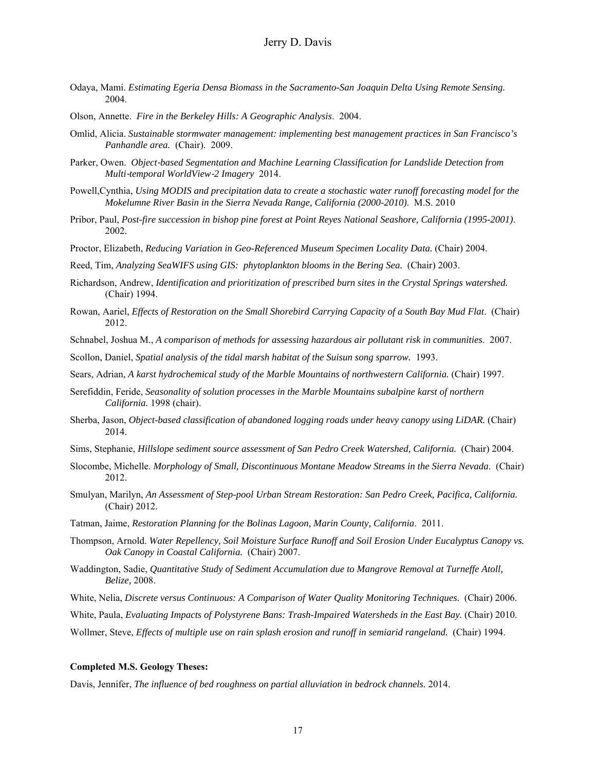Odaya, Mami. *Estimating Egeria Densa Biomass in the Sacramento-San Joaquin Delta Using Remote Sensing.* 2004.

Olson, Annette. *Fire in the Berkeley Hills: A Geographic Analysis*. 2004.

Omlid, Alicia. *Sustainable stormwater management: implementing best management practices in San Francisco's Panhandle area.* (Chair). 2009.

Parker, Owen. *Object-based Segmentation and Machine Learning Classification for Landslide Detection from Multi-temporal WorldView-2 Imagery* 2014.

Powell,Cynthia, *Using MODIS and precipitation data to create a stochastic water runoff forecasting model for the Mokelumne River Basin in the Sierra Nevada Range, California (2000-2010).* M.S. 2010

Pribor, Paul, *Post-fire succession in bishop pine forest at Point Reyes National Seashore, California (1995-2001)*. 2002.

Proctor, Elizabeth, *Reducing Variation in Geo-Referenced Museum Specimen Locality Data.* (Chair) 2004.

Reed, Tim, *Analyzing SeaWIFS using GIS: phytoplankton blooms in the Bering Sea.* (Chair) 2003.

Richardson, Andrew, *Identification and prioritization of prescribed burn sites in the Crystal Springs watershed.* (Chair) 1994.

Rowan, Aariel, *Effects of Restoration on the Small Shorebird Carrying Capacity of a South Bay Mud Flat*. (Chair) 2012.

Schnabel, Joshua M., *A comparison of methods for assessing hazardous air pollutant risk in communities*. 2007.

Scollon, Daniel, *Spatial analysis of the tidal marsh habitat of the Suisun song sparrow.* 1993.

Sears, Adrian, *A karst hydrochemical study of the Marble Mountains of northwestern California.* (Chair) 1997.

Serefiddin, Feride, *Seasonality of solution processes in the Marble Mountains subalpine karst of northern California.* 1998 (chair).

Sherba, Jason, *Object-based classification of abandoned logging roads under heavy canopy using LiDAR.* (Chair) 2014.

Sims, Stephanie, *Hillslope sediment source assessment of San Pedro Creek Watershed, California.* (Chair) 2004.

Slocombe, Michelle. *Morphology of Small, Discontinuous Montane Meadow Streams in the Sierra Nevada*. (Chair) 2012.

Smulyan, Marilyn, *An Assessment of Step-pool Urban Stream Restoration: San Pedro Creek, Pacifica, California.* (Chair) 2012.

Tatman, Jaime, *Restoration Planning for the Bolinas Lagoon, Marin County, California*. 2011.

Thompson, Arnold. *Water Repellency, Soil Moisture Surface Runoff and Soil Erosion Under Eucalyptus Canopy vs. Oak Canopy in Coastal California.* (Chair) 2007.

Waddington, Sadie, *Quantitative Study of Sediment Accumulation due to Mangrove Removal at Turneffe Atoll, Belize,* 2008.

White, Nelia, *Discrete versus Continuous: A Comparison of Water Quality Monitoring Techniques.* (Chair) 2006.

White, Paula, *Evaluating Impacts of Polystyrene Bans: Trash-Impaired Watersheds in the East Bay.* (Chair) 2010.

Wollmer, Steve, *Effects of multiple use on rain splash erosion and runoff in semiarid rangeland.* (Chair) 1994.

**Completed M.S. Geology Theses:**

Davis, Jennifer, *The influence of bed roughness on partial alluviation in bedrock channels.* 2014.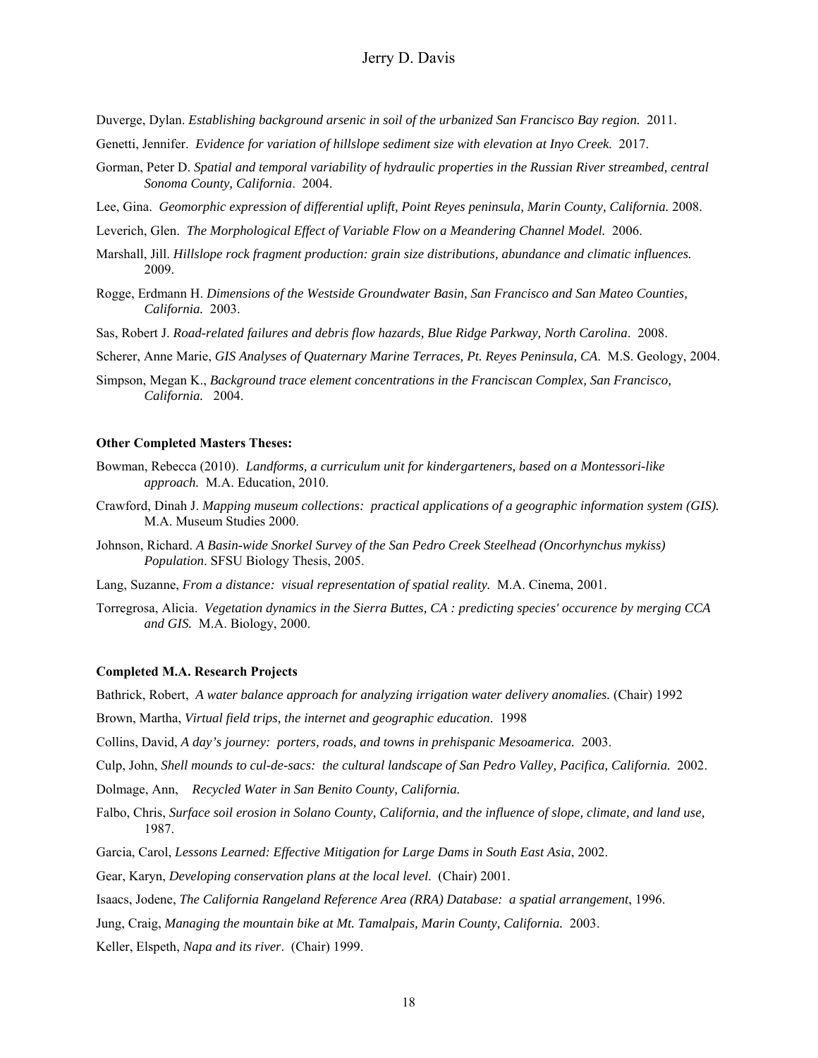Duverge, Dylan. *Establishing background arsenic in soil of the urbanized San Francisco Bay region.* 2011.

Genetti, Jennifer. *Evidence for variation of hillslope sediment size with elevation at Inyo Creek.* 2017.

Gorman, Peter D. *Spatial and temporal variability of hydraulic properties in the Russian River streambed, central Sonoma County, California*. 2004.

Lee, Gina. *Geomorphic expression of differential uplift, Point Reyes peninsula, Marin County, California.* 2008.

Leverich, Glen. *The Morphological Effect of Variable Flow on a Meandering Channel Model.* 2006.

Marshall, Jill. *Hillslope rock fragment production: grain size distributions, abundance and climatic influences.* 2009.

Rogge, Erdmann H. *Dimensions of the Westside Groundwater Basin, San Francisco and San Mateo Counties, California.* 2003.

Sas, Robert J. *Road-related failures and debris flow hazards, Blue Ridge Parkway, North Carolina*. 2008.

Scherer, Anne Marie, *GIS Analyses of Quaternary Marine Terraces, Pt. Reyes Peninsula, CA.* M.S. Geology, 2004.

Simpson, Megan K., *Background trace element concentrations in the Franciscan Complex, San Francisco, California.* 2004.

**Other Completed Masters Theses:**

Bowman, Rebecca (2010). *Landforms, a curriculum unit for kindergarteners, based on a Montessori-like approach.* M.A. Education, 2010.

Crawford, Dinah J. *Mapping museum collections: practical applications of a geographic information system (GIS).* M.A. Museum Studies 2000.

Johnson, Richard. *A Basin-wide Snorkel Survey of the San Pedro Creek Steelhead (Oncorhynchus mykiss) Population*. SFSU Biology Thesis, 2005.

Lang, Suzanne, *From a distance: visual representation of spatial reality.* M.A. Cinema, 2001.

Torregrosa, Alicia. *Vegetation dynamics in the Sierra Buttes, CA : predicting species' occurence by merging CCA and GIS.* M.A. Biology, 2000.

**Completed M.A. Research Projects**

Bathrick, Robert, *A water balance approach for analyzing irrigation water delivery anomalies.* (Chair) 1992

Brown, Martha, *Virtual field trips, the internet and geographic education*. 1998

Collins, David, *A day's journey: porters, roads, and towns in prehispanic Mesoamerica.* 2003.

Culp, John, *Shell mounds to cul-de-sacs: the cultural landscape of San Pedro Valley, Pacifica, California.* 2002.

Dolmage, Ann, *Recycled Water in San Benito County, California.*

Falbo, Chris, *Surface soil erosion in Solano County, California, and the influence of slope, climate, and land use,* 1987.

Garcia, Carol, *Lessons Learned: Effective Mitigation for Large Dams in South East Asia*, 2002.

Gear, Karyn, *Developing conservation plans at the local level.* (Chair) 2001.

Isaacs, Jodene, *The California Rangeland Reference Area (RRA) Database: a spatial arrangement*, 1996.

Jung, Craig, *Managing the mountain bike at Mt. Tamalpais, Marin County, California.* 2003.

Keller, Elspeth, *Napa and its river*. (Chair) 1999.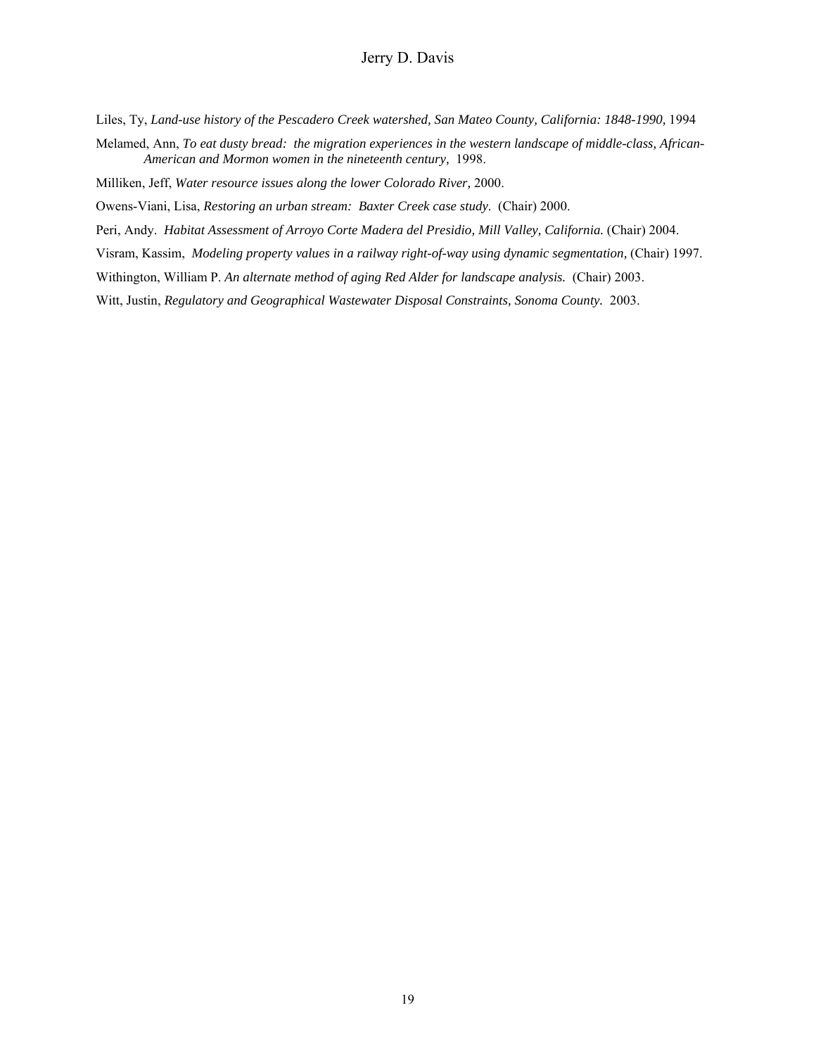Liles, Ty, *Land-use history of the Pescadero Creek watershed, San Mateo County, California: 1848-1990,* 1994

Melamed, Ann, *To eat dusty bread: the migration experiences in the western landscape of middle-class, African-American and Mormon women in the nineteenth century,* 1998.

Milliken, Jeff, *Water resource issues along the lower Colorado River,* 2000.

Owens-Viani, Lisa, *Restoring an urban stream: Baxter Creek case study.* (Chair) 2000.

Peri, Andy. *Habitat Assessment of Arroyo Corte Madera del Presidio, Mill Valley, California.* (Chair) 2004.

Visram, Kassim, *Modeling property values in a railway right-of-way using dynamic segmentation,* (Chair) 1997.

Withington, William P. *An alternate method of aging Red Alder for landscape analysis.* (Chair) 2003.

Witt, Justin, *Regulatory and Geographical Wastewater Disposal Constraints, Sonoma County.* 2003.